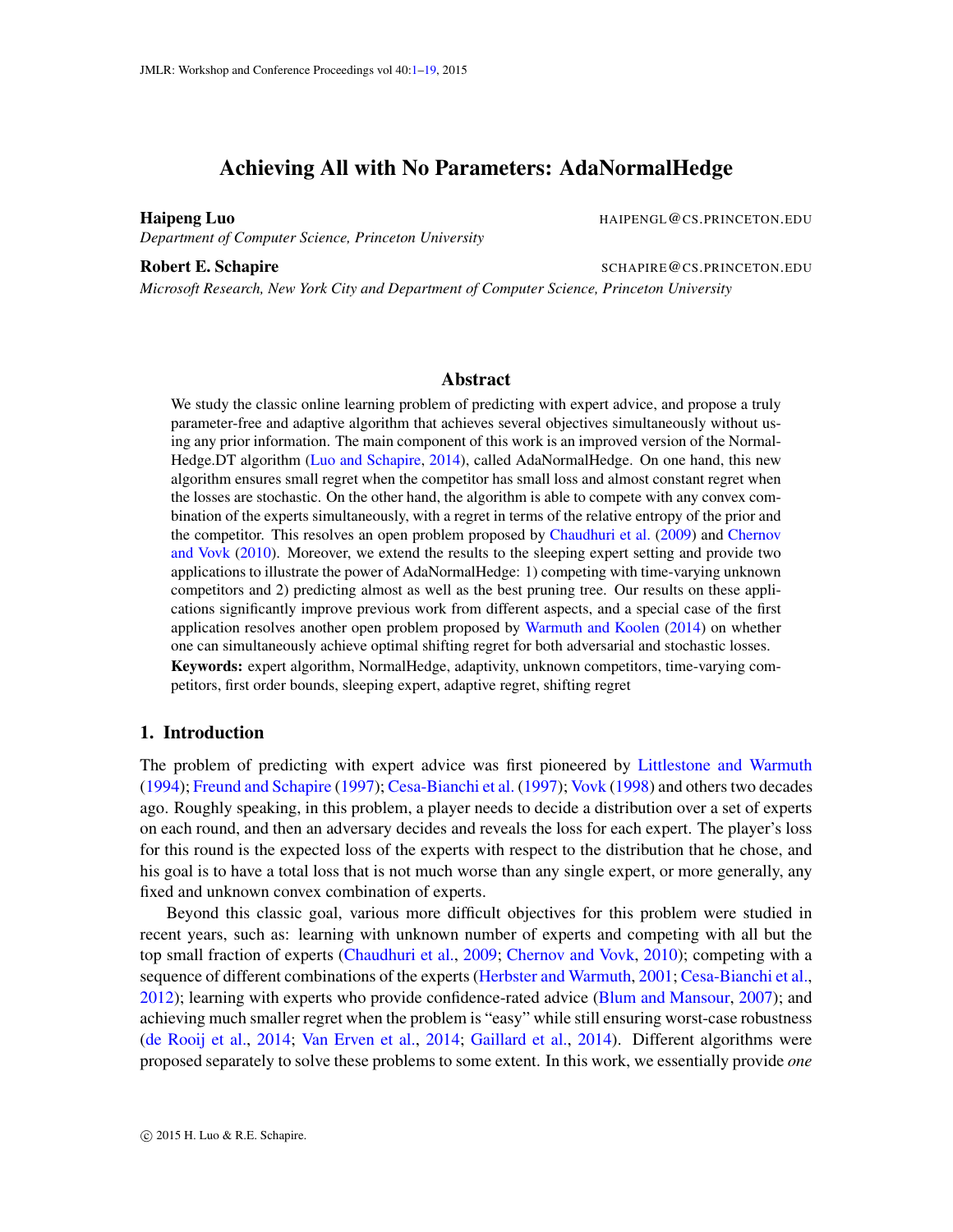# Achieving All with No Parameters: AdaNormalHedge

**Haipeng Luo** HAIPENGL@CS.PRINCETON.EDU

*Department of Computer Science, Princeton University*

**Robert E. Schapire** SCHAPIRE@CS.PRINCETON.EDU

*Microsoft Research, New York City and Department of Computer Science, Princeton University*

## Abstract

We study the classic online learning problem of predicting with expert advice, and propose a truly parameter-free and adaptive algorithm that achieves several objectives simultaneously without using any prior information. The main component of this work is an improved version of the NormalHedge.DT algorithm (Luo and Schapire, 2014), called AdaNormalHedge. On one hand, this new algorithm ensures small regret when the competitor has small loss and almost constant regret when the losses are stochastic. On the other hand, the algorithm is able to compete with any convex combination of the experts simultaneously, with a regret in terms of the relative entropy of the prior and the competitor. This resolves an open problem proposed by Chaudhuri et al. (2009) and Chernov and Vovk (2010). Moreover, we extend the results to the sleeping expert setting and provide two applications to illustrate the power of AdaNormalHedge: 1) competing with time-varying unknown competitors and 2) predicting almost as well as the best pruning tree. Our results on these applications significantly improve previous work from different aspects, and a special case of the first application resolves another open problem proposed by Warmuth and Koolen (2014) on whether one can simultaneously achieve optimal shifting regret for both adversarial and stochastic losses.

**Keywords:** expert algorithm, NormalHedge, adaptivity, unknown competitors, time-varying competitors, first order bounds, sleeping expert, adaptive regret, shifting regret

## 1. Introduction

The problem of predicting with expert advice was first pioneered by Littlestone and Warmuth (1994); Freund and Schapire (1997); Cesa-Bianchi et al. (1997); Vovk (1998) and others two decades ago. Roughly speaking, in this problem, a player needs to decide a distribution over a set of experts on each round, and then an adversary decides and reveals the loss for each expert. The player's loss for this round is the expected loss of the experts with respect to the distribution that he chose, and his goal is to have a total loss that is not much worse than any single expert, or more generally, any fixed and unknown convex combination of experts.

Beyond this classic goal, various more difficult objectives for this problem were studied in recent years, such as: learning with unknown number of experts and competing with all but the top small fraction of experts (Chaudhuri et al., 2009; Chernov and Vovk, 2010); competing with a sequence of different combinations of the experts (Herbster and Warmuth, 2001; Cesa-Bianchi et al., 2012); learning with experts who provide confidence-rated advice (Blum and Mansour, 2007); and achieving much smaller regret when the problem is "easy" while still ensuring worst-case robustness (de Rooij et al., 2014; Van Erven et al., 2014; Gaillard et al., 2014). Different algorithms were proposed separately to solve these problems to some extent. In this work, we essentially provide *one*

© 2015 H. Luo & R.E. Schapire.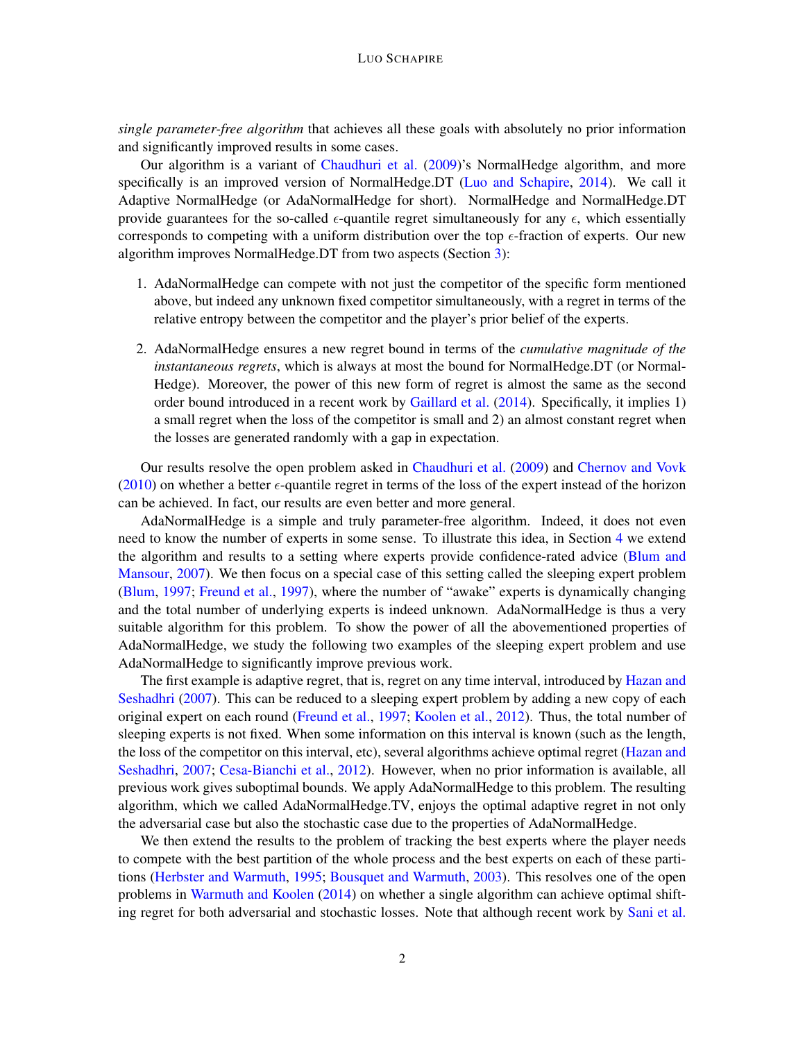*single parameter-free algorithm* that achieves all these goals with absolutely no prior information and significantly improved results in some cases.

Our algorithm is a variant of Chaudhuri et al. (2009)'s NormalHedge algorithm, and more specifically is an improved version of NormalHedge.DT (Luo and Schapire, 2014). We call it Adaptive NormalHedge (or AdaNormalHedge for short). NormalHedge and NormalHedge.DT provide guarantees for the so-called $\epsilon$-quantile regret simultaneously for any $\epsilon$, which essentially corresponds to competing with a uniform distribution over the top $\epsilon$-fraction of experts. Our new algorithm improves NormalHedge.DT from two aspects (Section 3):

1. AdaNormalHedge can compete with not just the competitor of the specific form mentioned above, but indeed any unknown fixed competitor simultaneously, with a regret in terms of the relative entropy between the competitor and the player's prior belief of the experts.
2. AdaNormalHedge ensures a new regret bound in terms of the *cumulative magnitude of the instantaneous regrets*, which is always at most the bound for NormalHedge.DT (or NormalHedge). Moreover, the power of this new form of regret is almost the same as the second order bound introduced in a recent work by Gaillard et al. (2014). Specifically, it implies 1) a small regret when the loss of the competitor is small and 2) an almost constant regret when the losses are generated randomly with a gap in expectation.

Our results resolve the open problem asked in Chaudhuri et al. (2009) and Chernov and Vovk (2010) on whether a better $\epsilon$-quantile regret in terms of the loss of the expert instead of the horizon can be achieved. In fact, our results are even better and more general.

AdaNormalHedge is a simple and truly parameter-free algorithm. Indeed, it does not even need to know the number of experts in some sense. To illustrate this idea, in Section 4 we extend the algorithm and results to a setting where experts provide confidence-rated advice (Blum and Mansour, 2007). We then focus on a special case of this setting called the sleeping expert problem (Blum, 1997; Freund et al., 1997), where the number of "awake" experts is dynamically changing and the total number of underlying experts is indeed unknown. AdaNormalHedge is thus a very suitable algorithm for this problem. To show the power of all the abovementioned properties of AdaNormalHedge, we study the following two examples of the sleeping expert problem and use AdaNormalHedge to significantly improve previous work.

The first example is adaptive regret, that is, regret on any time interval, introduced by Hazan and Seshadhri (2007). This can be reduced to a sleeping expert problem by adding a new copy of each original expert on each round (Freund et al., 1997; Koolen et al., 2012). Thus, the total number of sleeping experts is not fixed. When some information on this interval is known (such as the length, the loss of the competitor on this interval, etc), several algorithms achieve optimal regret (Hazan and Seshadhri, 2007; Cesa-Bianchi et al., 2012). However, when no prior information is available, all previous work gives suboptimal bounds. We apply AdaNormalHedge to this problem. The resulting algorithm, which we called AdaNormalHedge.TV, enjoys the optimal adaptive regret in not only the adversarial case but also the stochastic case due to the properties of AdaNormalHedge.

We then extend the results to the problem of tracking the best experts where the player needs to compete with the best partition of the whole process and the best experts on each of these partitions (Herbster and Warmuth, 1995; Bousquet and Warmuth, 2003). This resolves one of the open problems in Warmuth and Koolen (2014) on whether a single algorithm can achieve optimal shifting regret for both adversarial and stochastic losses. Note that although recent work by Sani et al.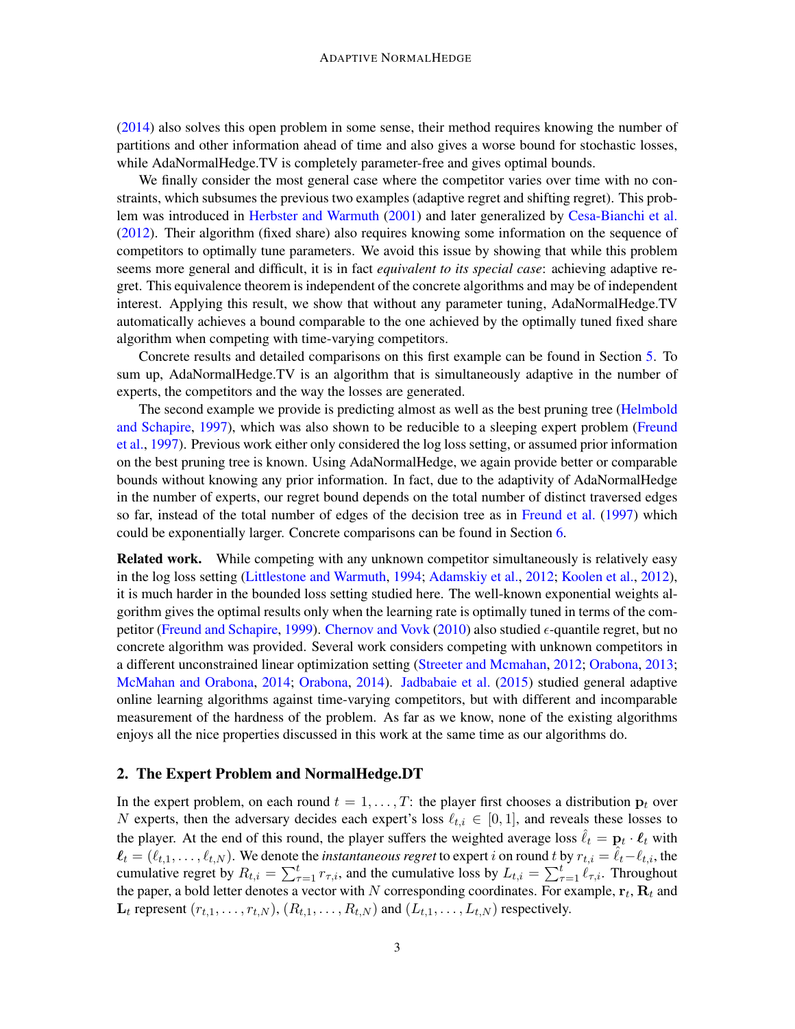(2014) also solves this open problem in some sense, their method requires knowing the number of partitions and other information ahead of time and also gives a worse bound for stochastic losses, while AdaNormalHedge.TV is completely parameter-free and gives optimal bounds.

We finally consider the most general case where the competitor varies over time with no constraints, which subsumes the previous two examples (adaptive regret and shifting regret). This problem was introduced in Herbster and Warmuth (2001) and later generalized by Cesa-Bianchi et al. (2012). Their algorithm (fixed share) also requires knowing some information on the sequence of competitors to optimally tune parameters. We avoid this issue by showing that while this problem seems more general and difficult, it is in fact *equivalent to its special case*: achieving adaptive regret. This equivalence theorem is independent of the concrete algorithms and may be of independent interest. Applying this result, we show that without any parameter tuning, AdaNormalHedge.TV automatically achieves a bound comparable to the one achieved by the optimally tuned fixed share algorithm when competing with time-varying competitors.

Concrete results and detailed comparisons on this first example can be found in Section 5. To sum up, AdaNormalHedge.TV is an algorithm that is simultaneously adaptive in the number of experts, the competitors and the way the losses are generated.

The second example we provide is predicting almost as well as the best pruning tree (Helmbold and Schapire, 1997), which was also shown to be reducible to a sleeping expert problem (Freund et al., 1997). Previous work either only considered the log loss setting, or assumed prior information on the best pruning tree is known. Using AdaNormalHedge, we again provide better or comparable bounds without knowing any prior information. In fact, due to the adaptivity of AdaNormalHedge in the number of experts, our regret bound depends on the total number of distinct traversed edges so far, instead of the total number of edges of the decision tree as in Freund et al. (1997) which could be exponentially larger. Concrete comparisons can be found in Section 6.

**Related work.** While competing with any unknown competitor simultaneously is relatively easy in the log loss setting (Littlestone and Warmuth, 1994; Adamskiy et al., 2012; Koolen et al., 2012), it is much harder in the bounded loss setting studied here. The well-known exponential weights algorithm gives the optimal results only when the learning rate is optimally tuned in terms of the competitor (Freund and Schapire, 1999). Chernov and Vovk (2010) also studied $\epsilon$-quantile regret, but no concrete algorithm was provided. Several work considers competing with unknown competitors in a different unconstrained linear optimization setting (Streeter and Mcmahan, 2012; Orabona, 2013; McMahan and Orabona, 2014; Orabona, 2014). Jadbabaie et al. (2015) studied general adaptive online learning algorithms against time-varying competitors, but with different and incomparable measurement of the hardness of the problem. As far as we know, none of the existing algorithms enjoys all the nice properties discussed in this work at the same time as our algorithms do.

## 2. The Expert Problem and NormalHedge.DT

In the expert problem, on each round $t = 1, \ldots, T$: the player first chooses a distribution $\mathbf{p}_t$ over $N$ experts, then the adversary decides each expert's loss $\ell_{t,i} \in [0, 1]$, and reveals these losses to the player. At the end of this round, the player suffers the weighted average loss $\hat{\ell}_t = \mathbf{p}_t \cdot \boldsymbol{\ell}_t$ with $\boldsymbol{\ell}_t = (\ell_{t,1}, \ldots, \ell_{t,N})$. We denote the *instantaneous regret* to expert $i$ on round $t$ by $r_{t,i} = \hat{\ell}_t - \ell_{t,i}$, the cumulative regret by $R_{t,i} = \sum_{\tau=1}^{t} r_{\tau,i}$, and the cumulative loss by $L_{t,i} = \sum_{\tau=1}^{t} \ell_{\tau,i}$. Throughout the paper, a bold letter denotes a vector with $N$ corresponding coordinates. For example, $\mathbf{r}_t$, $\mathbf{R}_t$ and $\mathbf{L}_t$ represent $(r_{t,1}, \ldots, r_{t,N})$, $(R_{t,1}, \ldots, R_{t,N})$ and $(L_{t,1}, \ldots, L_{t,N})$ respectively.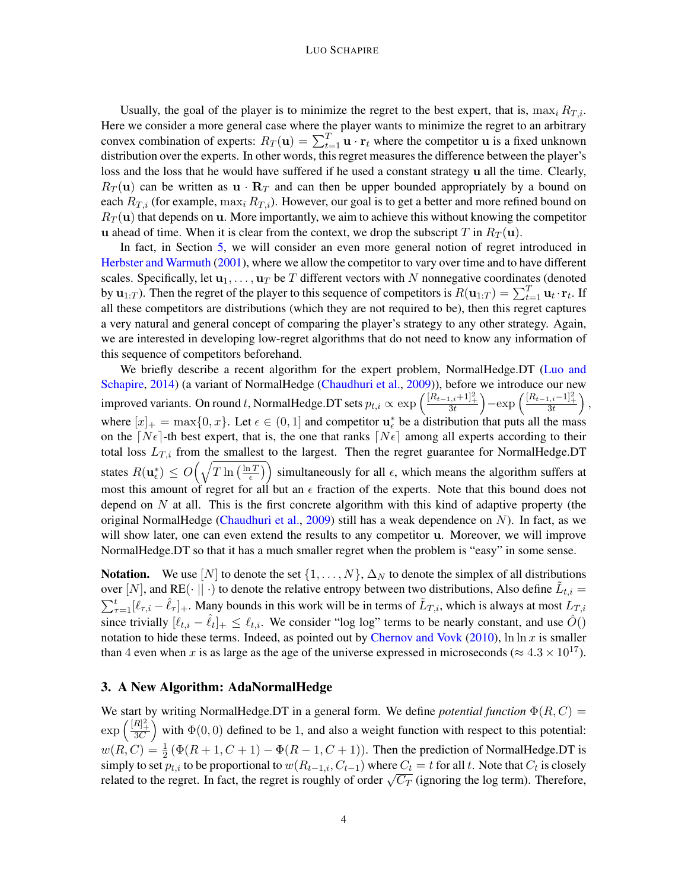Usually, the goal of the player is to minimize the regret to the best expert, that is, $\max_i R_{T,i}$. Here we consider a more general case where the player wants to minimize the regret to an arbitrary convex combination of experts: $R_T(\mathbf{u}) = \sum_{t=1}^{T} \mathbf{u} \cdot \mathbf{r}_t$ where the competitor $\mathbf{u}$ is a fixed unknown distribution over the experts. In other words, this regret measures the difference between the player's loss and the loss that he would have suffered if he used a constant strategy $\mathbf{u}$ all the time. Clearly, $R_T(\mathbf{u})$ can be written as $\mathbf{u} \cdot \mathbf{R}_T$ and can then be upper bounded appropriately by a bound on each $R_{T,i}$ (for example, $\max_i R_{T,i}$). However, our goal is to get a better and more refined bound on $R_T(\mathbf{u})$ that depends on $\mathbf{u}$. More importantly, we aim to achieve this without knowing the competitor $\mathbf{u}$ ahead of time. When it is clear from the context, we drop the subscript $T$ in $R_T(\mathbf{u})$.

In fact, in Section 5, we will consider an even more general notion of regret introduced in Herbster and Warmuth (2001), where we allow the competitor to vary over time and to have different scales. Specifically, let $\mathbf{u}_1, \ldots, \mathbf{u}_T$ be $T$ different vectors with $N$ nonnegative coordinates (denoted by $\mathbf{u}_{1:T}$). Then the regret of the player to this sequence of competitors is $R(\mathbf{u}_{1:T}) = \sum_{t=1}^{T} \mathbf{u}_t \cdot \mathbf{r}_t$. If all these competitors are distributions (which they are not required to be), then this regret captures a very natural and general concept of comparing the player's strategy to any other strategy. Again, we are interested in developing low-regret algorithms that do not need to know any information of this sequence of competitors beforehand.

We briefly describe a recent algorithm for the expert problem, NormalHedge.DT (Luo and Schapire, 2014) (a variant of NormalHedge (Chaudhuri et al., 2009)), before we introduce our new improved variants. On round $t$, NormalHedge.DT sets $p_{t,i} \propto \exp\left(\frac{[R_{t-1,i}+1]_+^2}{3t}\right) - \exp\left(\frac{[R_{t-1,i}-1]_+^2}{3t}\right)$, where $[x]_+ = \max\{0, x\}$. Let $\epsilon \in (0, 1]$ and competitor $\mathbf{u}_\epsilon^*$ be a distribution that puts all the mass on the $\lceil N\epsilon \rceil$-th best expert, that is, the one that ranks $\lceil N\epsilon \rceil$ among all experts according to their total loss $L_{T,i}$ from the smallest to the largest. Then the regret guarantee for NormalHedge.DT states $R(\mathbf{u}_\epsilon^*) \leq O\left(\sqrt{T \ln\left(\frac{\ln T}{\epsilon}\right)}\right)$ simultaneously for all $\epsilon$, which means the algorithm suffers at most this amount of regret for all but an $\epsilon$ fraction of the experts. Note that this bound does not depend on $N$ at all. This is the first concrete algorithm with this kind of adaptive property (the original NormalHedge (Chaudhuri et al., 2009) still has a weak dependence on $N$). In fact, as we will show later, one can even extend the results to any competitor $\mathbf{u}$. Moreover, we will improve NormalHedge.DT so that it has a much smaller regret when the problem is "easy" in some sense.

**Notation.** We use $[N]$ to denote the set $\{1, \ldots, N\}$, $\Delta_N$ to denote the simplex of all distributions over $[N]$, and $\text{RE}(\cdot \,||\, \cdot)$ to denote the relative entropy between two distributions, Also define $\tilde{L}_{t,i} = \sum_{\tau=1}^{t} [\ell_{\tau,i} - \hat{\ell}_\tau]_+$. Many bounds in this work will be in terms of $\tilde{L}_{T,i}$, which is always at most $L_{T,i}$ since trivially $[\ell_{t,i} - \hat{\ell}_t]_+ \leq \ell_{t,i}$. We consider "log log" terms to be nearly constant, and use $\hat{O}()$ notation to hide these terms. Indeed, as pointed out by Chernov and Vovk (2010), $\ln \ln x$ is smaller than 4 even when $x$ is as large as the age of the universe expressed in microseconds ($\approx 4.3 \times 10^{17}$).

## 3. A New Algorithm: AdaNormalHedge

We start by writing NormalHedge.DT in a general form. We define *potential function* $\Phi(R, C) = \exp\left(\frac{[R]_+^2}{3C}\right)$ with $\Phi(0, 0)$ defined to be 1, and also a weight function with respect to this potential: $w(R, C) = \frac{1}{2}\left(\Phi(R+1, C+1) - \Phi(R-1, C+1)\right)$. Then the prediction of NormalHedge.DT is simply to set $p_{t,i}$ to be proportional to $w(R_{t-1,i}, C_{t-1})$ where $C_t = t$ for all $t$. Note that $C_t$ is closely related to the regret. In fact, the regret is roughly of order $\sqrt{C_T}$ (ignoring the log term). Therefore,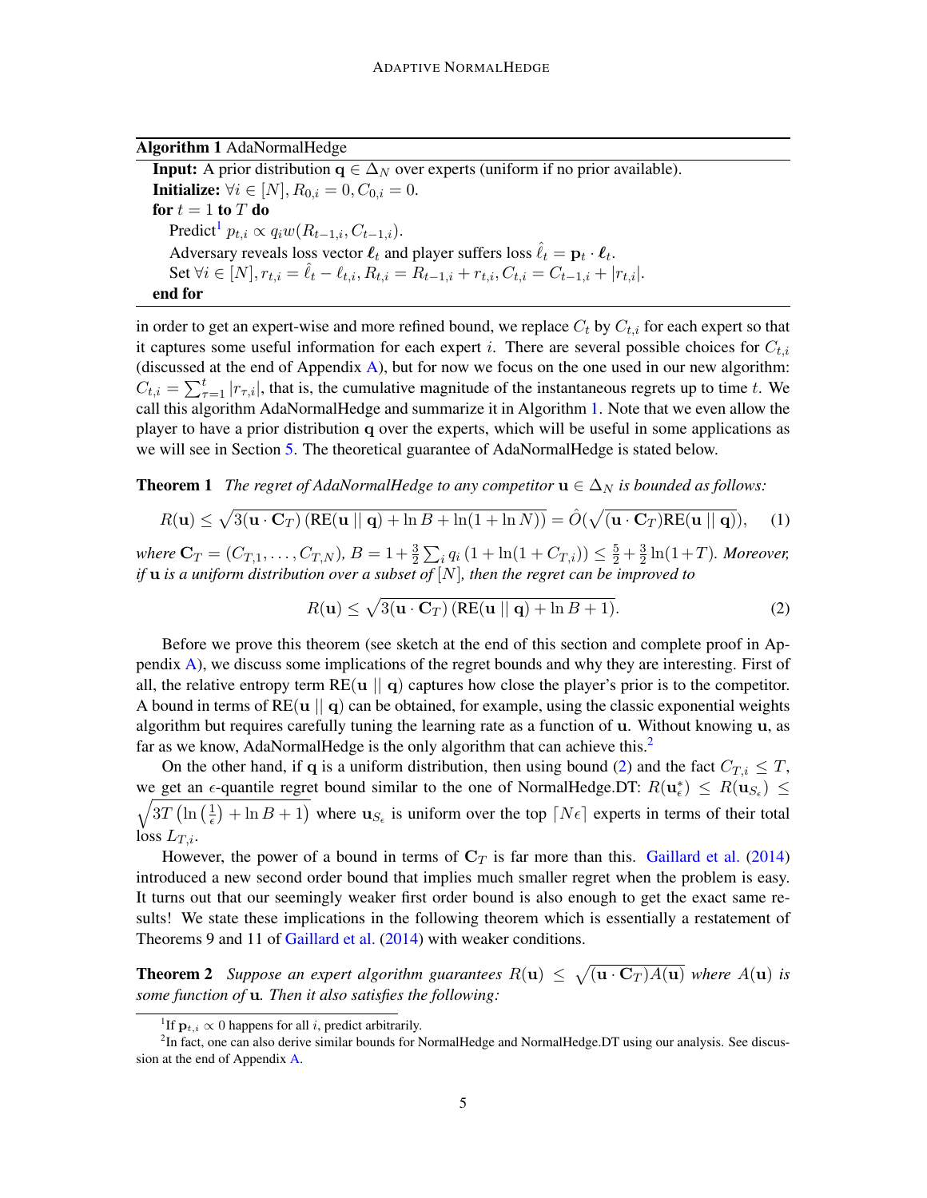**Algorithm 1** AdaNormalHedge

**Input:** A prior distribution $\mathbf{q} \in \Delta_N$ over experts (uniform if no prior available).

**Initialize:** $\forall i \in [N], R_{0,i} = 0, C_{0,i} = 0$.

**for** $t = 1$ **to** $T$ **do**

  Predict[1] $p_{t,i} \propto q_i w(R_{t-1,i}, C_{t-1,i})$.

  Adversary reveals loss vector $\boldsymbol{\ell}_t$ and player suffers loss $\hat{\ell}_t = \mathbf{p}_t \cdot \boldsymbol{\ell}_t$.

  Set $\forall i \in [N], r_{t,i} = \hat{\ell}_t - \ell_{t,i}, R_{t,i} = R_{t-1,i} + r_{t,i}, C_{t,i} = C_{t-1,i} + |r_{t,i}|$.

**end for**

in order to get an expert-wise and more refined bound, we replace $C_t$ by $C_{t,i}$ for each expert so that it captures some useful information for each expert $i$. There are several possible choices for $C_{t,i}$ (discussed at the end of Appendix A), but for now we focus on the one used in our new algorithm: $C_{t,i} = \sum_{\tau=1}^{t} |r_{\tau,i}|$, that is, the cumulative magnitude of the instantaneous regrets up to time $t$. We call this algorithm AdaNormalHedge and summarize it in Algorithm 1. Note that we even allow the player to have a prior distribution $\mathbf{q}$ over the experts, which will be useful in some applications as we will see in Section 5. The theoretical guarantee of AdaNormalHedge is stated below.

**Theorem 1** *The regret of AdaNormalHedge to any competitor $\mathbf{u} \in \Delta_N$ is bounded as follows:*

$$R(\mathbf{u}) \le \sqrt{3(\mathbf{u} \cdot \mathbf{C}_T)\left(\text{RE}(\mathbf{u} \,||\, \mathbf{q}) + \ln B + \ln(1 + \ln N)\right)} = \hat{O}(\sqrt{(\mathbf{u} \cdot \mathbf{C}_T)\text{RE}(\mathbf{u} \,||\, \mathbf{q})}), \quad (1)$$

*where $\mathbf{C}_T = (C_{T,1}, \ldots, C_{T,N})$, $B = 1 + \frac{3}{2}\sum_i q_i \left(1 + \ln(1 + C_{T,i})\right) \le \frac{5}{2} + \frac{3}{2}\ln(1+T)$. Moreover, if $\mathbf{u}$ is a uniform distribution over a subset of $[N]$, then the regret can be improved to*

$$R(\mathbf{u}) \le \sqrt{3(\mathbf{u} \cdot \mathbf{C}_T)\left(\text{RE}(\mathbf{u} \,||\, \mathbf{q}) + \ln B + 1\right)}. \quad (2)$$

Before we prove this theorem (see sketch at the end of this section and complete proof in Appendix A), we discuss some implications of the regret bounds and why they are interesting. First of all, the relative entropy term $\text{RE}(\mathbf{u} \,||\, \mathbf{q})$ captures how close the player's prior is to the competitor. A bound in terms of $\text{RE}(\mathbf{u} \,||\, \mathbf{q})$ can be obtained, for example, using the classic exponential weights algorithm but requires carefully tuning the learning rate as a function of $\mathbf{u}$. Without knowing $\mathbf{u}$, as far as we know, AdaNormalHedge is the only algorithm that can achieve this.[2]

On the other hand, if $\mathbf{q}$ is a uniform distribution, then using bound (2) and the fact $C_{T,i} \le T$, we get an $\epsilon$-quantile regret bound similar to the one of NormalHedge.DT: $R(\mathbf{u}_\epsilon^*) \le R(\mathbf{u}_{S_\epsilon}) \le \sqrt{3T\left(\ln\left(\frac{1}{\epsilon}\right) + \ln B + 1\right)}$ where $\mathbf{u}_{S_\epsilon}$ is uniform over the top $\lceil N\epsilon \rceil$ experts in terms of their total loss $L_{T,i}$.

However, the power of a bound in terms of $\mathbf{C}_T$ is far more than this. Gaillard et al. (2014) introduced a new second order bound that implies much smaller regret when the problem is easy. It turns out that our seemingly weaker first order bound is also enough to get the exact same results! We state these implications in the following theorem which is essentially a restatement of Theorems 9 and 11 of Gaillard et al. (2014) with weaker conditions.

**Theorem 2** *Suppose an expert algorithm guarantees $R(\mathbf{u}) \le \sqrt{(\mathbf{u} \cdot \mathbf{C}_T)A(\mathbf{u})}$ where $A(\mathbf{u})$ is some function of $\mathbf{u}$. Then it also satisfies the following:*

[1] If $\mathbf{p}_{t,i} \propto 0$ happens for all $i$, predict arbitrarily.

[2] In fact, one can also derive similar bounds for NormalHedge and NormalHedge.DT using our analysis. See discussion at the end of Appendix A.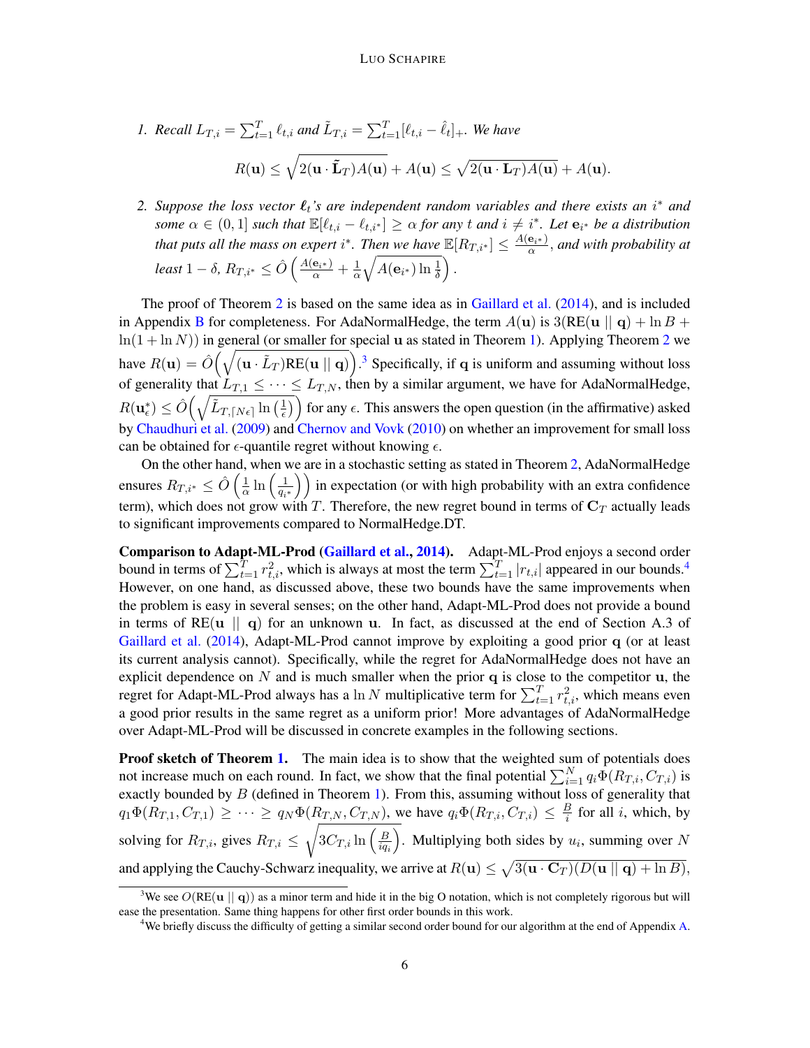1. *Recall $L_{T,i} = \sum_{t=1}^T \ell_{t,i}$ and $\tilde{L}_{T,i} = \sum_{t=1}^T [\ell_{t,i} - \hat{\ell}_t]_+$. We have*

$$R(\mathbf{u}) \leq \sqrt{2(\mathbf{u} \cdot \tilde{\mathbf{L}}_T) A(\mathbf{u})} + A(\mathbf{u}) \leq \sqrt{2(\mathbf{u} \cdot \mathbf{L}_T) A(\mathbf{u})} + A(\mathbf{u}).$$

2. *Suppose the loss vector $\boldsymbol{\ell}_t$'s are independent random variables and there exists an $i^*$ and some $\alpha \in (0,1]$ such that $\mathbb{E}[\ell_{t,i} - \ell_{t,i^*}] \geq \alpha$ for any $t$ and $i \neq i^*$. Let $\mathbf{e}_{i^*}$ be a distribution that puts all the mass on expert $i^*$. Then we have $\mathbb{E}[R_{T,i^*}] \leq \frac{A(\mathbf{e}_{i^*})}{\alpha}$, and with probability at least $1-\delta$, $R_{T,i^*} \leq \hat{O}\left(\frac{A(\mathbf{e}_{i^*})}{\alpha} + \frac{1}{\alpha}\sqrt{A(\mathbf{e}_{i^*}) \ln \frac{1}{\delta}}\right)$.*

The proof of Theorem 2 is based on the same idea as in Gaillard et al. (2014), and is included in Appendix B for completeness. For AdaNormalHedge, the term $A(\mathbf{u})$ is $3(\text{RE}(\mathbf{u} \,||\, \mathbf{q}) + \ln B + \ln(1 + \ln N))$ in general (or smaller for special $\mathbf{u}$ as stated in Theorem 1). Applying Theorem 2 we have $R(\mathbf{u}) = \hat{O}\Big(\sqrt{(\mathbf{u} \cdot \tilde{L}_T)\text{RE}(\mathbf{u} \,||\, \mathbf{q})}\Big)$.[3] Specifically, if $\mathbf{q}$ is uniform and assuming without loss of generality that $L_{T,1} \leq \cdots \leq L_{T,N}$, then by a similar argument, we have for AdaNormalHedge, $R(\mathbf{u}_\epsilon^*) \leq \hat{O}\Big(\sqrt{\tilde{L}_{T,\lceil N\epsilon \rceil} \ln\left(\frac{1}{\epsilon}\right)}\Big)$ for any $\epsilon$. This answers the open question (in the affirmative) asked by Chaudhuri et al. (2009) and Chernov and Vovk (2010) on whether an improvement for small loss can be obtained for $\epsilon$-quantile regret without knowing $\epsilon$.

On the other hand, when we are in a stochastic setting as stated in Theorem 2, AdaNormalHedge ensures $R_{T,i^*} \leq \hat{O}\left(\frac{1}{\alpha} \ln\left(\frac{1}{q_{i^*}}\right)\right)$ in expectation (or with high probability with an extra confidence term), which does not grow with $T$. Therefore, the new regret bound in terms of $\mathbf{C}_T$ actually leads to significant improvements compared to NormalHedge.DT.

**Comparison to Adapt-ML-Prod (Gaillard et al., 2014).** Adapt-ML-Prod enjoys a second order bound in terms of $\sum_{t=1}^T r_{t,i}^2$, which is always at most the term $\sum_{t=1}^T |r_{t,i}|$ appeared in our bounds.[4] However, on one hand, as discussed above, these two bounds have the same improvements when the problem is easy in several senses; on the other hand, Adapt-ML-Prod does not provide a bound in terms of $\text{RE}(\mathbf{u} \,||\, \mathbf{q})$ for an unknown $\mathbf{u}$. In fact, as discussed at the end of Section A.3 of Gaillard et al. (2014), Adapt-ML-Prod cannot improve by exploiting a good prior $\mathbf{q}$ (or at least its current analysis cannot). Specifically, while the regret for AdaNormalHedge does not have an explicit dependence on $N$ and is much smaller when the prior $\mathbf{q}$ is close to the competitor $\mathbf{u}$, the regret for Adapt-ML-Prod always has a $\ln N$ multiplicative term for $\sum_{t=1}^T r_{t,i}^2$, which means even a good prior results in the same regret as a uniform prior! More advantages of AdaNormalHedge over Adapt-ML-Prod will be discussed in concrete examples in the following sections.

**Proof sketch of Theorem 1.** The main idea is to show that the weighted sum of potentials does not increase much on each round. In fact, we show that the final potential $\sum_{i=1}^N q_i \Phi(R_{T,i}, C_{T,i})$ is exactly bounded by $B$ (defined in Theorem 1). From this, assuming without loss of generality that $q_1 \Phi(R_{T,1}, C_{T,1}) \geq \cdots \geq q_N \Phi(R_{T,N}, C_{T,N})$, we have $q_i \Phi(R_{T,i}, C_{T,i}) \leq \frac{B}{i}$ for all $i$, which, by solving for $R_{T,i}$, gives $R_{T,i} \leq \sqrt{3C_{T,i} \ln\left(\frac{B}{iq_i}\right)}$. Multiplying both sides by $u_i$, summing over $N$ and applying the Cauchy-Schwarz inequality, we arrive at $R(\mathbf{u}) \leq \sqrt{3(\mathbf{u} \cdot \mathbf{C}_T)(D(\mathbf{u} \,||\, \mathbf{q}) + \ln B)}$,

[3] We see $O(\text{RE}(\mathbf{u} \,||\, \mathbf{q}))$ as a minor term and hide it in the big O notation, which is not completely rigorous but will ease the presentation. Same thing happens for other first order bounds in this work.

[4] We briefly discuss the difficulty of getting a similar second order bound for our algorithm at the end of Appendix A.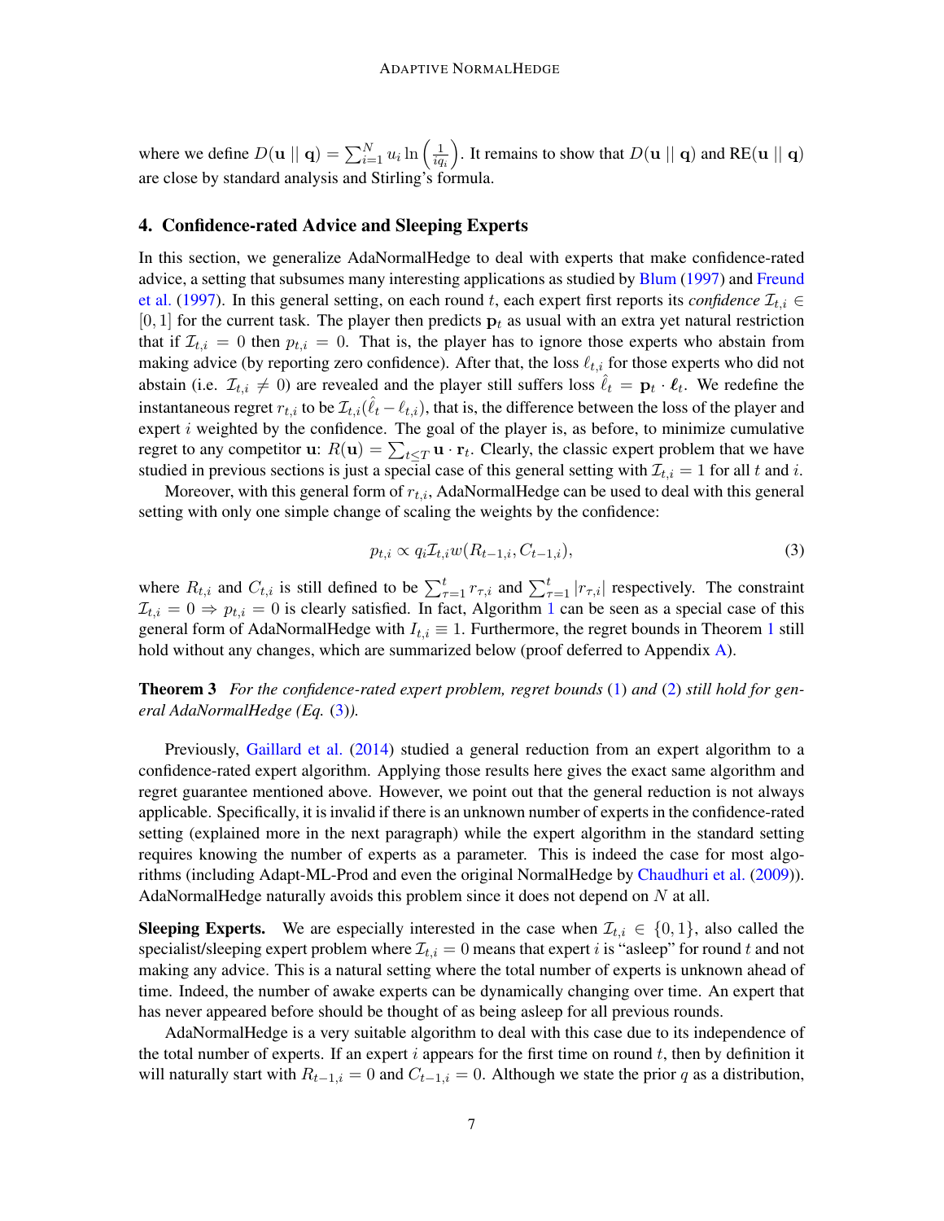where we define $D(\mathbf{u} \,||\, \mathbf{q}) = \sum_{i=1}^{N} u_i \ln\left(\frac{1}{iq_i}\right)$. It remains to show that $D(\mathbf{u} \,||\, \mathbf{q})$ and $\text{RE}(\mathbf{u} \,||\, \mathbf{q})$ are close by standard analysis and Stirling's formula.

## 4. Confidence-rated Advice and Sleeping Experts

In this section, we generalize AdaNormalHedge to deal with experts that make confidence-rated advice, a setting that subsumes many interesting applications as studied by Blum (1997) and Freund et al. (1997). In this general setting, on each round $t$, each expert first reports its *confidence* $\mathcal{I}_{t,i} \in [0, 1]$ for the current task. The player then predicts $\mathbf{p}_t$ as usual with an extra yet natural restriction that if $\mathcal{I}_{t,i} = 0$ then $p_{t,i} = 0$. That is, the player has to ignore those experts who abstain from making advice (by reporting zero confidence). After that, the loss $\ell_{t,i}$ for those experts who did not abstain (i.e. $\mathcal{I}_{t,i} \neq 0$) are revealed and the player still suffers loss $\hat{\ell}_t = \mathbf{p}_t \cdot \boldsymbol{\ell}_t$. We redefine the instantaneous regret $r_{t,i}$ to be $\mathcal{I}_{t,i}(\hat{\ell}_t - \ell_{t,i})$, that is, the difference between the loss of the player and expert $i$ weighted by the confidence. The goal of the player is, as before, to minimize cumulative regret to any competitor $\mathbf{u}$: $R(\mathbf{u}) = \sum_{t \le T} \mathbf{u} \cdot \mathbf{r}_t$. Clearly, the classic expert problem that we have studied in previous sections is just a special case of this general setting with $\mathcal{I}_{t,i} = 1$ for all $t$ and $i$.

Moreover, with this general form of $r_{t,i}$, AdaNormalHedge can be used to deal with this general setting with only one simple change of scaling the weights by the confidence:

$$p_{t,i} \propto q_i \mathcal{I}_{t,i} w(R_{t-1,i}, C_{t-1,i}), \tag{3}$$

where $R_{t,i}$ and $C_{t,i}$ is still defined to be $\sum_{\tau=1}^{t} r_{\tau,i}$ and $\sum_{\tau=1}^{t} |r_{\tau,i}|$ respectively. The constraint $\mathcal{I}_{t,i} = 0 \Rightarrow p_{t,i} = 0$ is clearly satisfied. In fact, Algorithm 1 can be seen as a special case of this general form of AdaNormalHedge with $I_{t,i} \equiv 1$. Furthermore, the regret bounds in Theorem 1 still hold without any changes, which are summarized below (proof deferred to Appendix A).

**Theorem 3** *For the confidence-rated expert problem, regret bounds* (1) *and* (2) *still hold for general AdaNormalHedge (Eq.* (3)*).*

Previously, Gaillard et al. (2014) studied a general reduction from an expert algorithm to a confidence-rated expert algorithm. Applying those results here gives the exact same algorithm and regret guarantee mentioned above. However, we point out that the general reduction is not always applicable. Specifically, it is invalid if there is an unknown number of experts in the confidence-rated setting (explained more in the next paragraph) while the expert algorithm in the standard setting requires knowing the number of experts as a parameter. This is indeed the case for most algorithms (including Adapt-ML-Prod and even the original NormalHedge by Chaudhuri et al. (2009)). AdaNormalHedge naturally avoids this problem since it does not depend on $N$ at all.

**Sleeping Experts.** We are especially interested in the case when $\mathcal{I}_{t,i} \in \{0, 1\}$, also called the specialist/sleeping expert problem where $\mathcal{I}_{t,i} = 0$ means that expert $i$ is "asleep" for round $t$ and not making any advice. This is a natural setting where the total number of experts is unknown ahead of time. Indeed, the number of awake experts can be dynamically changing over time. An expert that has never appeared before should be thought of as being asleep for all previous rounds.

AdaNormalHedge is a very suitable algorithm to deal with this case due to its independence of the total number of experts. If an expert $i$ appears for the first time on round $t$, then by definition it will naturally start with $R_{t-1,i} = 0$ and $C_{t-1,i} = 0$. Although we state the prior $q$ as a distribution,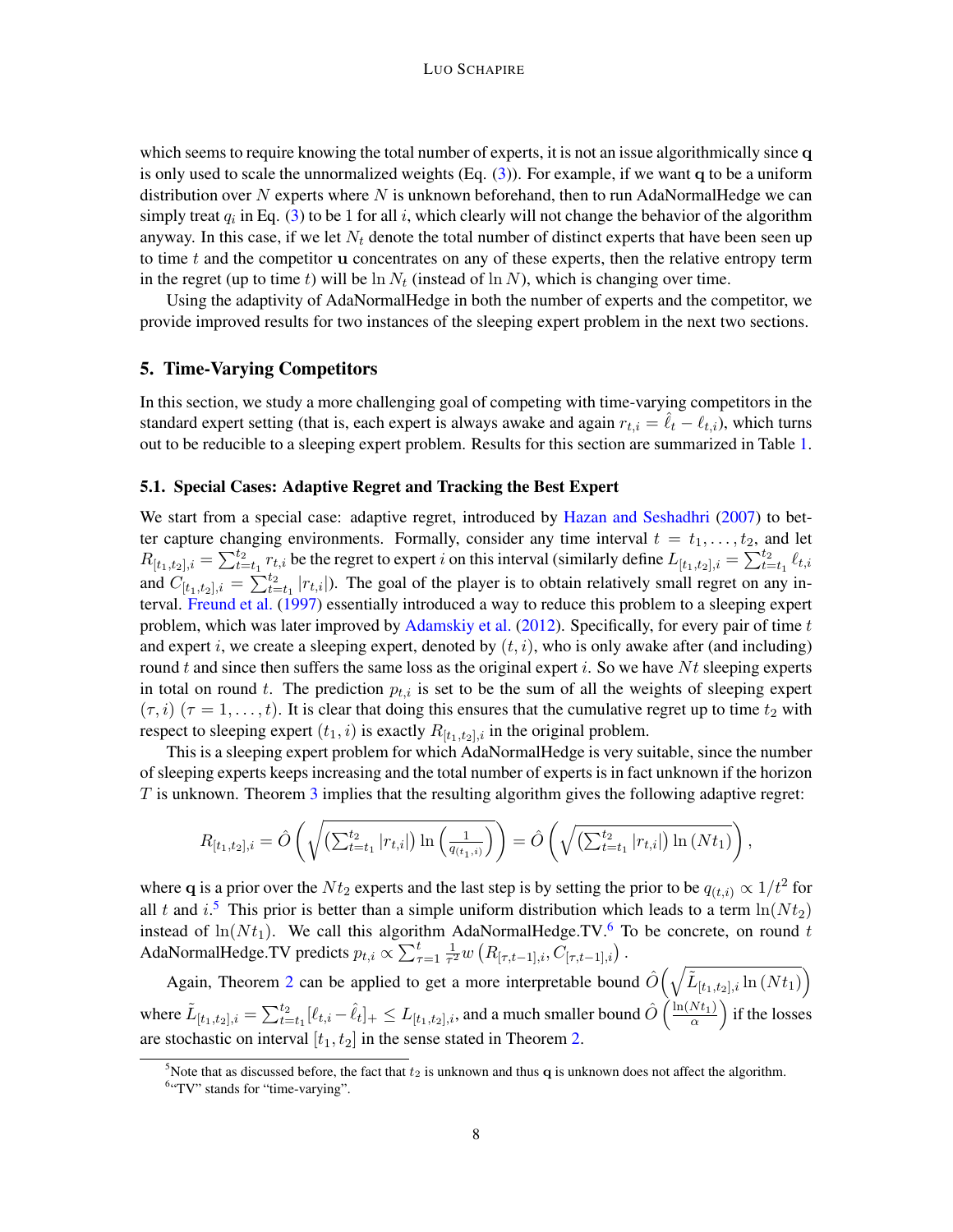which seems to require knowing the total number of experts, it is not an issue algorithmically since $\mathbf{q}$ is only used to scale the unnormalized weights (Eq. (3)). For example, if we want $\mathbf{q}$ to be a uniform distribution over $N$ experts where $N$ is unknown beforehand, then to run AdaNormalHedge we can simply treat $q_i$ in Eq. (3) to be 1 for all $i$, which clearly will not change the behavior of the algorithm anyway. In this case, if we let $N_t$ denote the total number of distinct experts that have been seen up to time $t$ and the competitor $\mathbf{u}$ concentrates on any of these experts, then the relative entropy term in the regret (up to time $t$) will be $\ln N_t$ (instead of $\ln N$), which is changing over time.

Using the adaptivity of AdaNormalHedge in both the number of experts and the competitor, we provide improved results for two instances of the sleeping expert problem in the next two sections.

## 5. Time-Varying Competitors

In this section, we study a more challenging goal of competing with time-varying competitors in the standard expert setting (that is, each expert is always awake and again $r_{t,i} = \hat{\ell}_t - \ell_{t,i}$), which turns out to be reducible to a sleeping expert problem. Results for this section are summarized in Table 1.

### 5.1. Special Cases: Adaptive Regret and Tracking the Best Expert

We start from a special case: adaptive regret, introduced by Hazan and Seshadhri (2007) to better capture changing environments. Formally, consider any time interval $t = t_1, \ldots, t_2$, and let $R_{[t_1,t_2],i} = \sum_{t=t_1}^{t_2} r_{t,i}$ be the regret to expert $i$ on this interval (similarly define $L_{[t_1,t_2],i} = \sum_{t=t_1}^{t_2} \ell_{t,i}$ and $C_{[t_1,t_2],i} = \sum_{t=t_1}^{t_2} |r_{t,i}|$). The goal of the player is to obtain relatively small regret on any interval. Freund et al. (1997) essentially introduced a way to reduce this problem to a sleeping expert problem, which was later improved by Adamskiy et al. (2012). Specifically, for every pair of time $t$ and expert $i$, we create a sleeping expert, denoted by $(t, i)$, who is only awake after (and including) round $t$ and since then suffers the same loss as the original expert $i$. So we have $Nt$ sleeping experts in total on round $t$. The prediction $p_{t,i}$ is set to be the sum of all the weights of sleeping expert $(\tau, i)$ $(\tau = 1, \ldots, t)$. It is clear that doing this ensures that the cumulative regret up to time $t_2$ with respect to sleeping expert $(t_1, i)$ is exactly $R_{[t_1,t_2],i}$ in the original problem.

This is a sleeping expert problem for which AdaNormalHedge is very suitable, since the number of sleeping experts keeps increasing and the total number of experts is in fact unknown if the horizon $T$ is unknown. Theorem 3 implies that the resulting algorithm gives the following adaptive regret:

$$R_{[t_1,t_2],i} = \hat{O}\left(\sqrt{\left(\sum_{t=t_1}^{t_2} |r_{t,i}|\right) \ln\left(\frac{1}{q_{(t_1,i)}}\right)}\right) = \hat{O}\left(\sqrt{\left(\sum_{t=t_1}^{t_2} |r_{t,i}|\right) \ln\left(Nt_1\right)}\right),$$

where $\mathbf{q}$ is a prior over the $Nt_2$ experts and the last step is by setting the prior to be $q_{(t,i)} \propto 1/t^2$ for all $t$ and $i$.[5] This prior is better than a simple uniform distribution which leads to a term $\ln(Nt_2)$ instead of $\ln(Nt_1)$. We call this algorithm AdaNormalHedge.TV.[6] To be concrete, on round $t$ AdaNormalHedge.TV predicts $p_{t,i} \propto \sum_{\tau=1}^{t} \frac{1}{\tau^2} w\left(R_{[\tau,t-1],i}, C_{[\tau,t-1],i}\right)$.

Again, Theorem 2 can be applied to get a more interpretable bound $\hat{O}\left(\sqrt{\tilde{L}_{[t_1,t_2],i} \ln(Nt_1)}\right)$ where $\tilde{L}_{[t_1,t_2],i} = \sum_{t=t_1}^{t_2} [\ell_{t,i} - \hat{\ell}_t]_+ \leq L_{[t_1,t_2],i}$, and a much smaller bound $\hat{O}\left(\frac{\ln(Nt_1)}{\alpha}\right)$ if the losses are stochastic on interval $[t_1, t_2]$ in the sense stated in Theorem 2.

[5] Note that as discussed before, the fact that $t_2$ is unknown and thus $\mathbf{q}$ is unknown does not affect the algorithm.

[6] "TV" stands for "time-varying".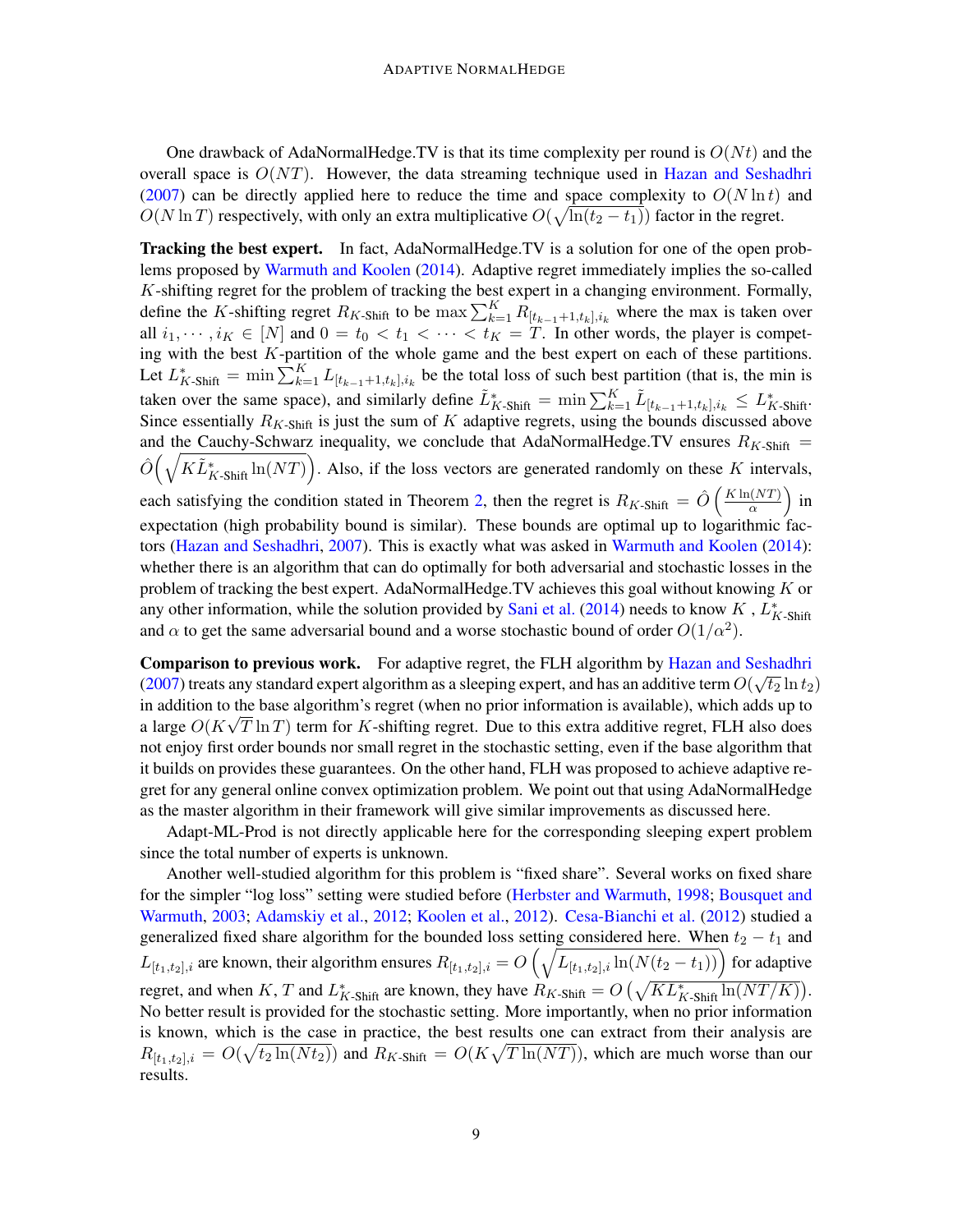One drawback of AdaNormalHedge.TV is that its time complexity per round is $O(Nt)$ and the overall space is $O(NT)$. However, the data streaming technique used in Hazan and Seshadhri (2007) can be directly applied here to reduce the time and space complexity to $O(N \ln t)$ and $O(N \ln T)$ respectively, with only an extra multiplicative $O(\sqrt{\ln(t_2 - t_1)})$ factor in the regret.

**Tracking the best expert.** In fact, AdaNormalHedge.TV is a solution for one of the open problems proposed by Warmuth and Koolen (2014). Adaptive regret immediately implies the so-called $K$-shifting regret for the problem of tracking the best expert in a changing environment. Formally, define the $K$-shifting regret $R_{K\text{-Shift}}$ to be $\max \sum_{k=1}^{K} R_{[t_{k-1}+1, t_k], i_k}$ where the max is taken over all $i_1, \cdots, i_K \in [N]$ and $0 = t_0 < t_1 < \cdots < t_K = T$. In other words, the player is competing with the best $K$-partition of the whole game and the best expert on each of these partitions. Let $L^*_{K\text{-Shift}} = \min \sum_{k=1}^{K} L_{[t_{k-1}+1, t_k], i_k}$ be the total loss of such best partition (that is, the min is taken over the same space), and similarly define $\tilde{L}^*_{K\text{-Shift}} = \min \sum_{k=1}^{K} \tilde{L}_{[t_{k-1}+1, t_k], i_k} \leq L^*_{K\text{-Shift}}$. Since essentially $R_{K\text{-Shift}}$ is just the sum of $K$ adaptive regrets, using the bounds discussed above and the Cauchy-Schwarz inequality, we conclude that AdaNormalHedge.TV ensures $R_{K\text{-Shift}} = \hat{O}\left(\sqrt{K \tilde{L}^*_{K\text{-Shift}} \ln(NT)}\right)$. Also, if the loss vectors are generated randomly on these $K$ intervals, each satisfying the condition stated in Theorem 2, then the regret is $R_{K\text{-Shift}} = \hat{O}\left(\frac{K \ln(NT)}{\alpha}\right)$ in expectation (high probability bound is similar). These bounds are optimal up to logarithmic factors (Hazan and Seshadhri, 2007). This is exactly what was asked in Warmuth and Koolen (2014): whether there is an algorithm that can do optimally for both adversarial and stochastic losses in the problem of tracking the best expert. AdaNormalHedge.TV achieves this goal without knowing $K$ or any other information, while the solution provided by Sani et al. (2014) needs to know $K$ , $L^*_{K\text{-Shift}}$ and $\alpha$ to get the same adversarial bound and a worse stochastic bound of order $O(1/\alpha^2)$.

**Comparison to previous work.** For adaptive regret, the FLH algorithm by Hazan and Seshadhri (2007) treats any standard expert algorithm as a sleeping expert, and has an additive term $O(\sqrt{t_2} \ln t_2)$ in addition to the base algorithm's regret (when no prior information is available), which adds up to a large $O(K\sqrt{T} \ln T)$ term for $K$-shifting regret. Due to this extra additive regret, FLH also does not enjoy first order bounds nor small regret in the stochastic setting, even if the base algorithm that it builds on provides these guarantees. On the other hand, FLH was proposed to achieve adaptive regret for any general online convex optimization problem. We point out that using AdaNormalHedge as the master algorithm in their framework will give similar improvements as discussed here.

Adapt-ML-Prod is not directly applicable here for the corresponding sleeping expert problem since the total number of experts is unknown.

Another well-studied algorithm for this problem is "fixed share". Several works on fixed share for the simpler "log loss" setting were studied before (Herbster and Warmuth, 1998; Bousquet and Warmuth, 2003; Adamskiy et al., 2012; Koolen et al., 2012). Cesa-Bianchi et al. (2012) studied a generalized fixed share algorithm for the bounded loss setting considered here. When $t_2 - t_1$ and $L_{[t_1,t_2],i}$ are known, their algorithm ensures $R_{[t_1,t_2],i} = O\left(\sqrt{L_{[t_1,t_2],i} \ln(N(t_2 - t_1))}\right)$ for adaptive regret, and when $K$, $T$ and $L^*_{K\text{-Shift}}$ are known, they have $R_{K\text{-Shift}} = O\left(\sqrt{K L^*_{K\text{-Shift}} \ln(NT/K)}\right)$. No better result is provided for the stochastic setting. More importantly, when no prior information is known, which is the case in practice, the best results one can extract from their analysis are $R_{[t_1,t_2],i} = O(\sqrt{t_2 \ln(Nt_2)})$ and $R_{K\text{-Shift}} = O(K\sqrt{T \ln(NT)})$, which are much worse than our results.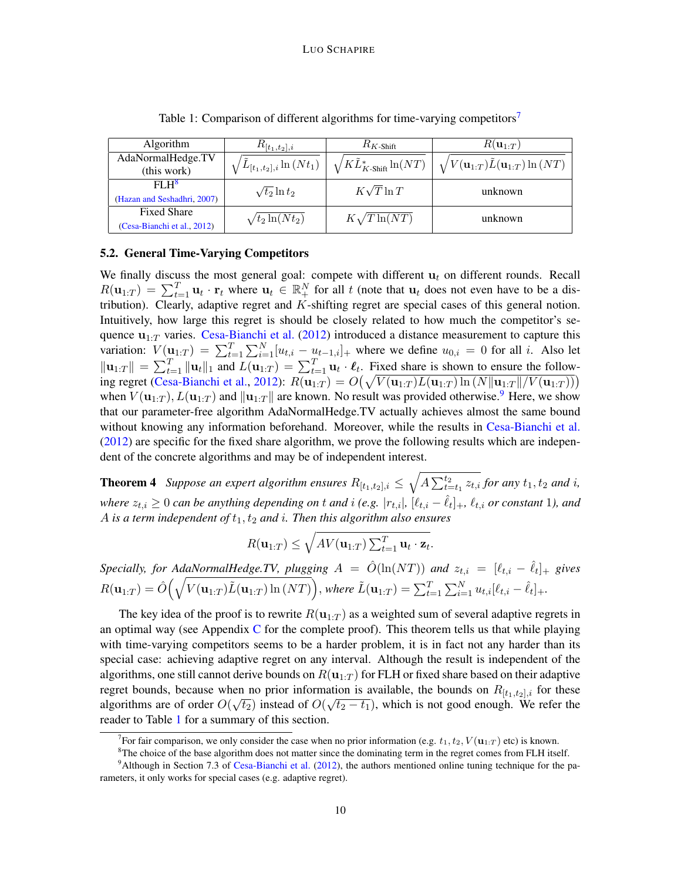Table 1: Comparison of different algorithms for time-varying competitors[7]

| Algorithm | $R_{[t_1,t_2],i}$ | $R_{K\text{-Shift}}$ | $R(\mathbf{u}_{1:T})$ |
|---|---|---|---|
| AdaNormalHedge.TV (this work) | $\sqrt{\tilde{L}_{[t_1,t_2],i} \ln(Nt_1)}$ | $\sqrt{K\tilde{L}^*_{K\text{-Shift}} \ln(NT)}$ | $\sqrt{V(\mathbf{u}_{1:T})\tilde{L}(\mathbf{u}_{1:T}) \ln(NT)}$ |
| FLH[8] (Hazan and Seshadhri, 2007) | $\sqrt{t_2} \ln t_2$ | $K\sqrt{T} \ln T$ | unknown |
| Fixed Share (Cesa-Bianchi et al., 2012) | $\sqrt{t_2 \ln(Nt_2)}$ | $K\sqrt{T \ln(NT)}$ | unknown |

### 5.2. General Time-Varying Competitors

We finally discuss the most general goal: compete with different $\mathbf{u}_t$ on different rounds. Recall $R(\mathbf{u}_{1:T}) = \sum_{t=1}^T \mathbf{u}_t \cdot \mathbf{r}_t$ where $\mathbf{u}_t \in \mathbb{R}_+^N$ for all $t$ (note that $\mathbf{u}_t$ does not even have to be a distribution). Clearly, adaptive regret and $K$-shifting regret are special cases of this general notion. Intuitively, how large this regret is should be closely related to how much the competitor's sequence $\mathbf{u}_{1:T}$ varies. Cesa-Bianchi et al. (2012) introduced a distance measurement to capture this variation: $V(\mathbf{u}_{1:T}) = \sum_{t=1}^T \sum_{i=1}^N [u_{t,i} - u_{t-1,i}]_+$ where we define $u_{0,i} = 0$ for all $i$. Also let $\|\mathbf{u}_{1:T}\| = \sum_{t=1}^T \|\mathbf{u}_t\|_1$ and $L(\mathbf{u}_{1:T}) = \sum_{t=1}^T \mathbf{u}_t \cdot \boldsymbol{\ell}_t$. Fixed share is shown to ensure the following regret (Cesa-Bianchi et al., 2012): $R(\mathbf{u}_{1:T}) = O\big(\sqrt{V(\mathbf{u}_{1:T})L(\mathbf{u}_{1:T}) \ln(N\|\mathbf{u}_{1:T}\|/V(\mathbf{u}_{1:T}))}\big)$ when $V(\mathbf{u}_{1:T})$, $L(\mathbf{u}_{1:T})$ and $\|\mathbf{u}_{1:T}\|$ are known. No result was provided otherwise.[9] Here, we show that our parameter-free algorithm AdaNormalHedge.TV actually achieves almost the same bound without knowing any information beforehand. Moreover, while the results in Cesa-Bianchi et al. (2012) are specific for the fixed share algorithm, we prove the following results which are independent of the concrete algorithms and may be of independent interest.

**Theorem 4** *Suppose an expert algorithm ensures $R_{[t_1,t_2],i} \le \sqrt{A \sum_{t=t_1}^{t_2} z_{t,i}}$ for any $t_1, t_2$ and $i$, where $z_{t,i} \ge 0$ can be anything depending on $t$ and $i$ (e.g. $|r_{t,i}|$, $[\ell_{t,i} - \hat{\ell}_t]_+$, $\ell_{t,i}$ or constant 1), and $A$ is a term independent of $t_1, t_2$ and $i$. Then this algorithm also ensures*

$$R(\mathbf{u}_{1:T}) \le \sqrt{AV(\mathbf{u}_{1:T}) \textstyle\sum_{t=1}^T \mathbf{u}_t \cdot \mathbf{z}_t}.$$

*Specially, for AdaNormalHedge.TV, plugging $A = \hat{O}(\ln(NT))$ and $z_{t,i} = [\ell_{t,i} - \hat{\ell}_t]_+$ gives $R(\mathbf{u}_{1:T}) = \hat{O}\Big(\sqrt{V(\mathbf{u}_{1:T})\tilde{L}(\mathbf{u}_{1:T}) \ln(NT)}\Big)$, where $\tilde{L}(\mathbf{u}_{1:T}) = \sum_{t=1}^T \sum_{i=1}^N u_{t,i}[\ell_{t,i} - \hat{\ell}_t]_+$.*

The key idea of the proof is to rewrite $R(\mathbf{u}_{1:T})$ as a weighted sum of several adaptive regrets in an optimal way (see Appendix C for the complete proof). This theorem tells us that while playing with time-varying competitors seems to be a harder problem, it is in fact not any harder than its special case: achieving adaptive regret on any interval. Although the result is independent of the algorithms, one still cannot derive bounds on $R(\mathbf{u}_{1:T})$ for FLH or fixed share based on their adaptive regret bounds, because when no prior information is available, the bounds on $R_{[t_1,t_2],i}$ for these algorithms are of order $O(\sqrt{t_2})$ instead of $O(\sqrt{t_2 - t_1})$, which is not good enough. We refer the reader to Table 1 for a summary of this section.

---

[7] For fair comparison, we only consider the case when no prior information (e.g. $t_1, t_2, V(\mathbf{u}_{1:T})$ etc) is known.

[8] The choice of the base algorithm does not matter since the dominating term in the regret comes from FLH itself.

[9] Although in Section 7.3 of Cesa-Bianchi et al. (2012), the authors mentioned online tuning technique for the parameters, it only works for special cases (e.g. adaptive regret).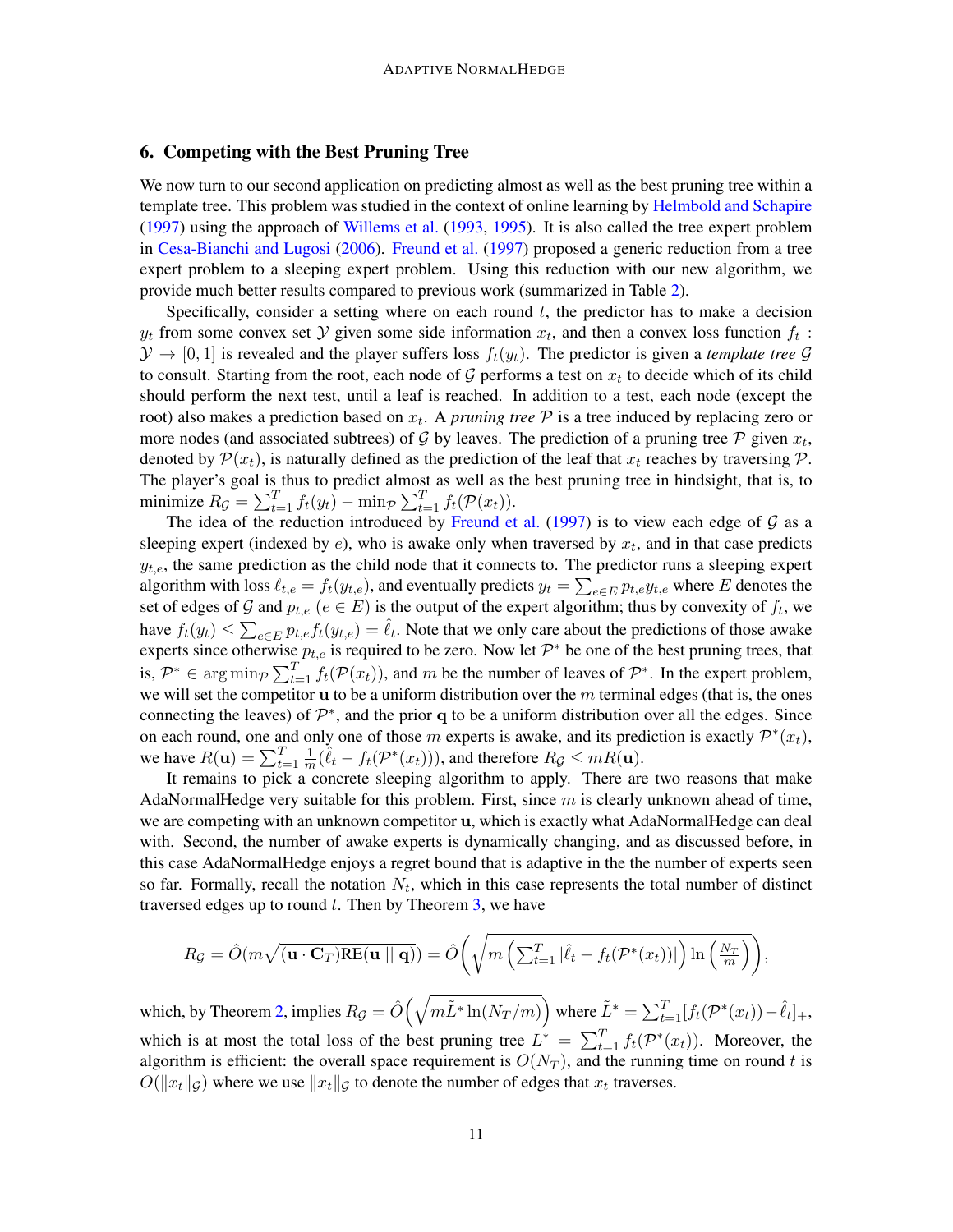## 6. Competing with the Best Pruning Tree

We now turn to our second application on predicting almost as well as the best pruning tree within a template tree. This problem was studied in the context of online learning by Helmbold and Schapire (1997) using the approach of Willems et al. (1993, 1995). It is also called the tree expert problem in Cesa-Bianchi and Lugosi (2006). Freund et al. (1997) proposed a generic reduction from a tree expert problem to a sleeping expert problem. Using this reduction with our new algorithm, we provide much better results compared to previous work (summarized in Table 2).

Specifically, consider a setting where on each round $t$, the predictor has to make a decision $y_t$ from some convex set $\mathcal{Y}$ given some side information $x_t$, and then a convex loss function $f_t : \mathcal{Y} \to [0, 1]$ is revealed and the player suffers loss $f_t(y_t)$. The predictor is given a *template tree* $\mathcal{G}$ to consult. Starting from the root, each node of $\mathcal{G}$ performs a test on $x_t$ to decide which of its child should perform the next test, until a leaf is reached. In addition to a test, each node (except the root) also makes a prediction based on $x_t$. A *pruning tree* $\mathcal{P}$ is a tree induced by replacing zero or more nodes (and associated subtrees) of $\mathcal{G}$ by leaves. The prediction of a pruning tree $\mathcal{P}$ given $x_t$, denoted by $\mathcal{P}(x_t)$, is naturally defined as the prediction of the leaf that $x_t$ reaches by traversing $\mathcal{P}$. The player's goal is thus to predict almost as well as the best pruning tree in hindsight, that is, to minimize $R_{\mathcal{G}} = \sum_{t=1}^T f_t(y_t) - \min_{\mathcal{P}} \sum_{t=1}^T f_t(\mathcal{P}(x_t))$.

The idea of the reduction introduced by Freund et al. (1997) is to view each edge of $\mathcal{G}$ as a sleeping expert (indexed by $e$), who is awake only when traversed by $x_t$, and in that case predicts $y_{t,e}$, the same prediction as the child node that it connects to. The predictor runs a sleeping expert algorithm with loss $\ell_{t,e} = f_t(y_{t,e})$, and eventually predicts $y_t = \sum_{e \in E} p_{t,e} y_{t,e}$ where $E$ denotes the set of edges of $\mathcal{G}$ and $p_{t,e}$ ($e \in E$) is the output of the expert algorithm; thus by convexity of $f_t$, we have $f_t(y_t) \le \sum_{e\in E} p_{t,e} f_t(y_{t,e}) = \hat{\ell}_t$. Note that we only care about the predictions of those awake experts since otherwise $p_{t,e}$ is required to be zero. Now let $\mathcal{P}^*$ be one of the best pruning trees, that is, $\mathcal{P}^* \in \arg\min_{\mathcal{P}} \sum_{t=1}^T f_t(\mathcal{P}(x_t))$, and $m$ be the number of leaves of $\mathcal{P}^*$. In the expert problem, we will set the competitor $\mathbf{u}$ to be a uniform distribution over the $m$ terminal edges (that is, the ones connecting the leaves) of $\mathcal{P}^*$, and the prior $\mathbf{q}$ to be a uniform distribution over all the edges. Since on each round, one and only one of those $m$ experts is awake, and its prediction is exactly $\mathcal{P}^*(x_t)$, we have $R(\mathbf{u}) = \sum_{t=1}^T \frac{1}{m}(\hat{\ell}_t - f_t(\mathcal{P}^*(x_t)))$, and therefore $R_{\mathcal{G}} \le m R(\mathbf{u})$.

It remains to pick a concrete sleeping algorithm to apply. There are two reasons that make AdaNormalHedge very suitable for this problem. First, since $m$ is clearly unknown ahead of time, we are competing with an unknown competitor $\mathbf{u}$, which is exactly what AdaNormalHedge can deal with. Second, the number of awake experts is dynamically changing, and as discussed before, in this case AdaNormalHedge enjoys a regret bound that is adaptive in the the number of experts seen so far. Formally, recall the notation $N_t$, which in this case represents the total number of distinct traversed edges up to round $t$. Then by Theorem 3, we have

$$R_{\mathcal{G}} = \hat{O}(m\sqrt{(\mathbf{u} \cdot \mathbf{C}_T)\text{RE}(\mathbf{u} \,||\, \mathbf{q})}) = \hat{O}\left(\sqrt{m \left(\sum_{t=1}^T |\hat{\ell}_t - f_t(\mathcal{P}^*(x_t))|\right) \ln\left(\frac{N_T}{m}\right)}\right),$$

which, by Theorem 2, implies $R_{\mathcal{G}} = \hat{O}\left(\sqrt{m\tilde{L}^* \ln(N_T/m)}\right)$ where $\tilde{L}^* = \sum_{t=1}^T [f_t(\mathcal{P}^*(x_t)) - \hat{\ell}_t]_+$, which is at most the total loss of the best pruning tree $L^* = \sum_{t=1}^T f_t(\mathcal{P}^*(x_t))$. Moreover, the algorithm is efficient: the overall space requirement is $O(N_T)$, and the running time on round $t$ is $O(\|x_t\|_{\mathcal{G}})$ where we use $\|x_t\|_{\mathcal{G}}$ to denote the number of edges that $x_t$ traverses.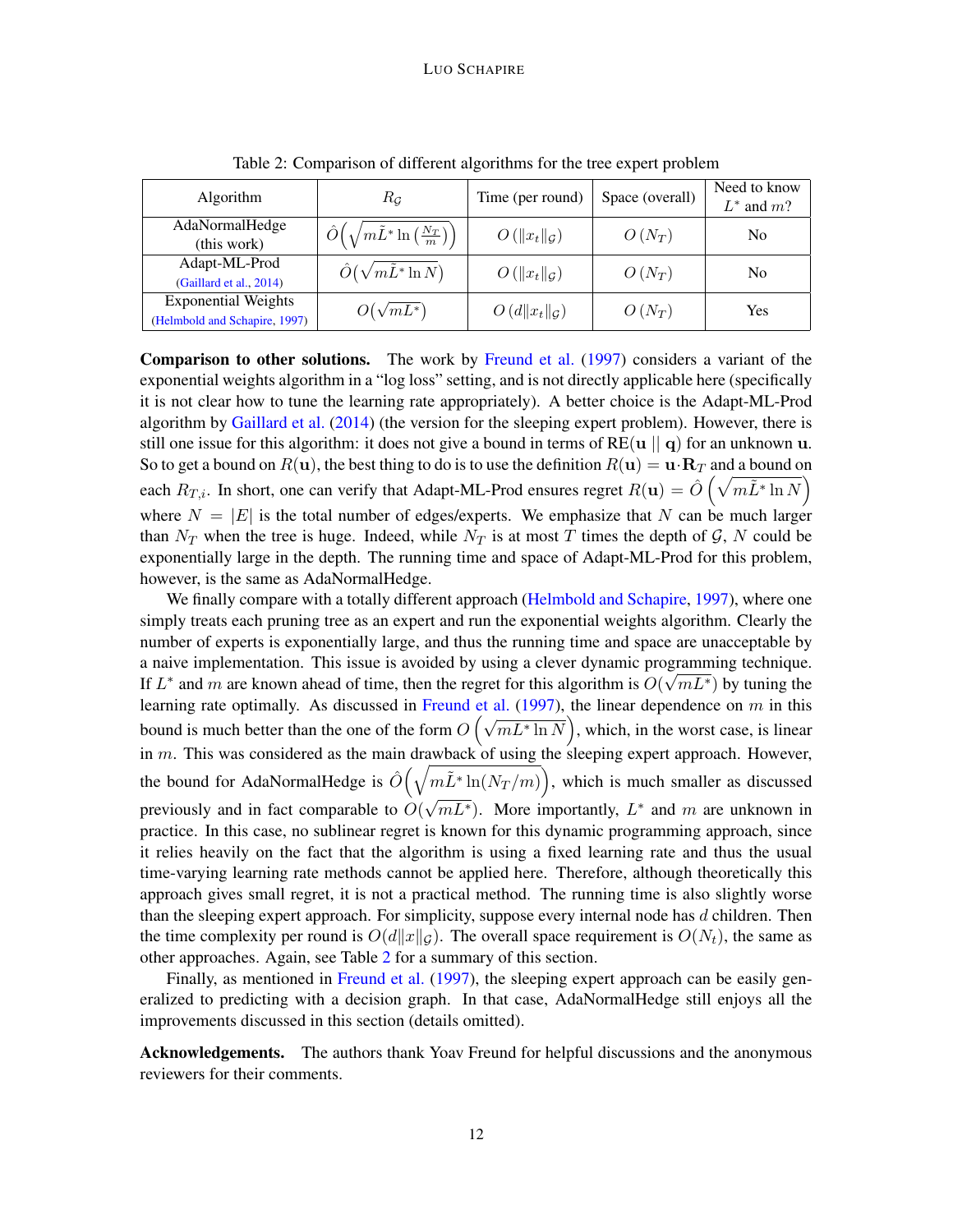Table 2: Comparison of different algorithms for the tree expert problem

| Algorithm | $R_{\mathcal{G}}$ | Time (per round) | Space (overall) | Need to know $L^*$ and $m$? |
|---|---|---|---|---|
| AdaNormalHedge (this work) | $\hat{O}\left(\sqrt{m\tilde{L}^* \ln\left(\frac{N_T}{m}\right)}\right)$ | $O\left(\|x_t\|_{\mathcal{G}}\right)$ | $O\left(N_T\right)$ | No |
| Adapt-ML-Prod (Gaillard et al., 2014) | $\hat{O}\left(\sqrt{m\tilde{L}^* \ln N}\right)$ | $O\left(\|x_t\|_{\mathcal{G}}\right)$ | $O\left(N_T\right)$ | No |
| Exponential Weights (Helmbold and Schapire, 1997) | $O\left(\sqrt{mL^*}\right)$ | $O\left(d\|x_t\|_{\mathcal{G}}\right)$ | $O\left(N_T\right)$ | Yes |

**Comparison to other solutions.** The work by Freund et al. (1997) considers a variant of the exponential weights algorithm in a "log loss" setting, and is not directly applicable here (specifically it is not clear how to tune the learning rate appropriately). A better choice is the Adapt-ML-Prod algorithm by Gaillard et al. (2014) (the version for the sleeping expert problem). However, there is still one issue for this algorithm: it does not give a bound in terms of $\text{RE}(\mathbf{u} \,||\, \mathbf{q})$ for an unknown $\mathbf{u}$. So to get a bound on $R(\mathbf{u})$, the best thing to do is to use the definition $R(\mathbf{u}) = \mathbf{u} \cdot \mathbf{R}_T$ and a bound on each $R_{T,i}$. In short, one can verify that Adapt-ML-Prod ensures regret $R(\mathbf{u}) = \hat{O}\left(\sqrt{m\tilde{L}^* \ln N}\right)$ where $N = |E|$ is the total number of edges/experts. We emphasize that $N$ can be much larger than $N_T$ when the tree is huge. Indeed, while $N_T$ is at most $T$ times the depth of $\mathcal{G}$, $N$ could be exponentially large in the depth. The running time and space of Adapt-ML-Prod for this problem, however, is the same as AdaNormalHedge.

We finally compare with a totally different approach (Helmbold and Schapire, 1997), where one simply treats each pruning tree as an expert and run the exponential weights algorithm. Clearly the number of experts is exponentially large, and thus the running time and space are unacceptable by a naive implementation. This issue is avoided by using a clever dynamic programming technique. If $L^*$ and $m$ are known ahead of time, then the regret for this algorithm is $O(\sqrt{mL^*})$ by tuning the learning rate optimally. As discussed in Freund et al. (1997), the linear dependence on $m$ in this bound is much better than the one of the form $O\left(\sqrt{mL^* \ln N}\right)$, which, in the worst case, is linear in $m$. This was considered as the main drawback of using the sleeping expert approach. However, the bound for AdaNormalHedge is $\hat{O}\left(\sqrt{m\tilde{L}^* \ln(N_T/m)}\right)$, which is much smaller as discussed previously and in fact comparable to $O(\sqrt{mL^*})$. More importantly, $L^*$ and $m$ are unknown in practice. In this case, no sublinear regret is known for this dynamic programming approach, since it relies heavily on the fact that the algorithm is using a fixed learning rate and thus the usual time-varying learning rate methods cannot be applied here. Therefore, although theoretically this approach gives small regret, it is not a practical method. The running time is also slightly worse than the sleeping expert approach. For simplicity, suppose every internal node has $d$ children. Then the time complexity per round is $O(d\|x\|_{\mathcal{G}})$. The overall space requirement is $O(N_t)$, the same as other approaches. Again, see Table 2 for a summary of this section.

Finally, as mentioned in Freund et al. (1997), the sleeping expert approach can be easily generalized to predicting with a decision graph. In that case, AdaNormalHedge still enjoys all the improvements discussed in this section (details omitted).

**Acknowledgements.** The authors thank Yoav Freund for helpful discussions and the anonymous reviewers for their comments.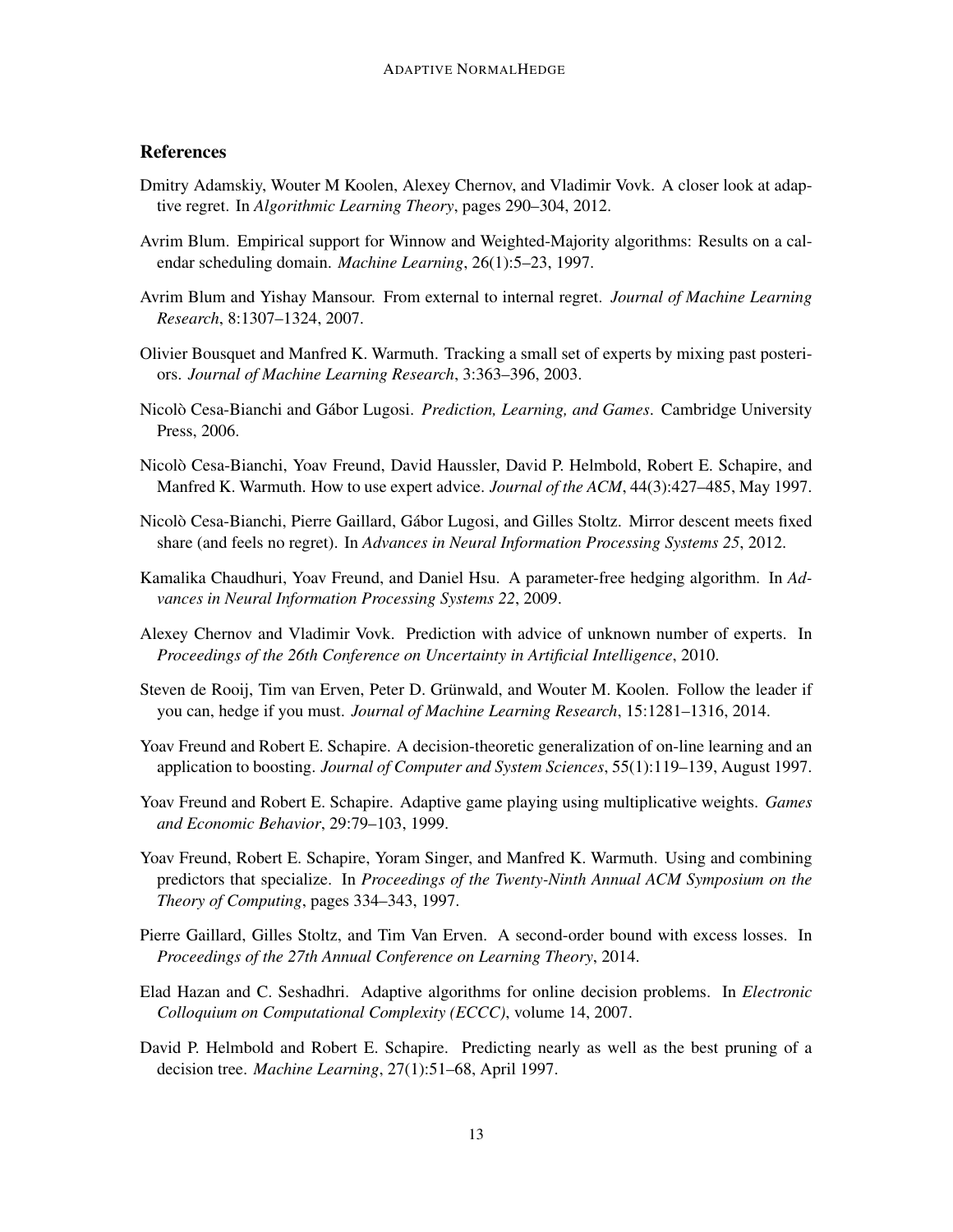## References

Dmitry Adamskiy, Wouter M Koolen, Alexey Chernov, and Vladimir Vovk. A closer look at adaptive regret. In *Algorithmic Learning Theory*, pages 290–304, 2012.

Avrim Blum. Empirical support for Winnow and Weighted-Majority algorithms: Results on a calendar scheduling domain. *Machine Learning*, 26(1):5–23, 1997.

Avrim Blum and Yishay Mansour. From external to internal regret. *Journal of Machine Learning Research*, 8:1307–1324, 2007.

Olivier Bousquet and Manfred K. Warmuth. Tracking a small set of experts by mixing past posteriors. *Journal of Machine Learning Research*, 3:363–396, 2003.

Nicolò Cesa-Bianchi and Gábor Lugosi. *Prediction, Learning, and Games*. Cambridge University Press, 2006.

Nicolò Cesa-Bianchi, Yoav Freund, David Haussler, David P. Helmbold, Robert E. Schapire, and Manfred K. Warmuth. How to use expert advice. *Journal of the ACM*, 44(3):427–485, May 1997.

Nicolò Cesa-Bianchi, Pierre Gaillard, Gábor Lugosi, and Gilles Stoltz. Mirror descent meets fixed share (and feels no regret). In *Advances in Neural Information Processing Systems 25*, 2012.

Kamalika Chaudhuri, Yoav Freund, and Daniel Hsu. A parameter-free hedging algorithm. In *Advances in Neural Information Processing Systems 22*, 2009.

Alexey Chernov and Vladimir Vovk. Prediction with advice of unknown number of experts. In *Proceedings of the 26th Conference on Uncertainty in Artificial Intelligence*, 2010.

Steven de Rooij, Tim van Erven, Peter D. Grünwald, and Wouter M. Koolen. Follow the leader if you can, hedge if you must. *Journal of Machine Learning Research*, 15:1281–1316, 2014.

Yoav Freund and Robert E. Schapire. A decision-theoretic generalization of on-line learning and an application to boosting. *Journal of Computer and System Sciences*, 55(1):119–139, August 1997.

Yoav Freund and Robert E. Schapire. Adaptive game playing using multiplicative weights. *Games and Economic Behavior*, 29:79–103, 1999.

Yoav Freund, Robert E. Schapire, Yoram Singer, and Manfred K. Warmuth. Using and combining predictors that specialize. In *Proceedings of the Twenty-Ninth Annual ACM Symposium on the Theory of Computing*, pages 334–343, 1997.

Pierre Gaillard, Gilles Stoltz, and Tim Van Erven. A second-order bound with excess losses. In *Proceedings of the 27th Annual Conference on Learning Theory*, 2014.

Elad Hazan and C. Seshadhri. Adaptive algorithms for online decision problems. In *Electronic Colloquium on Computational Complexity (ECCC)*, volume 14, 2007.

David P. Helmbold and Robert E. Schapire. Predicting nearly as well as the best pruning of a decision tree. *Machine Learning*, 27(1):51–68, April 1997.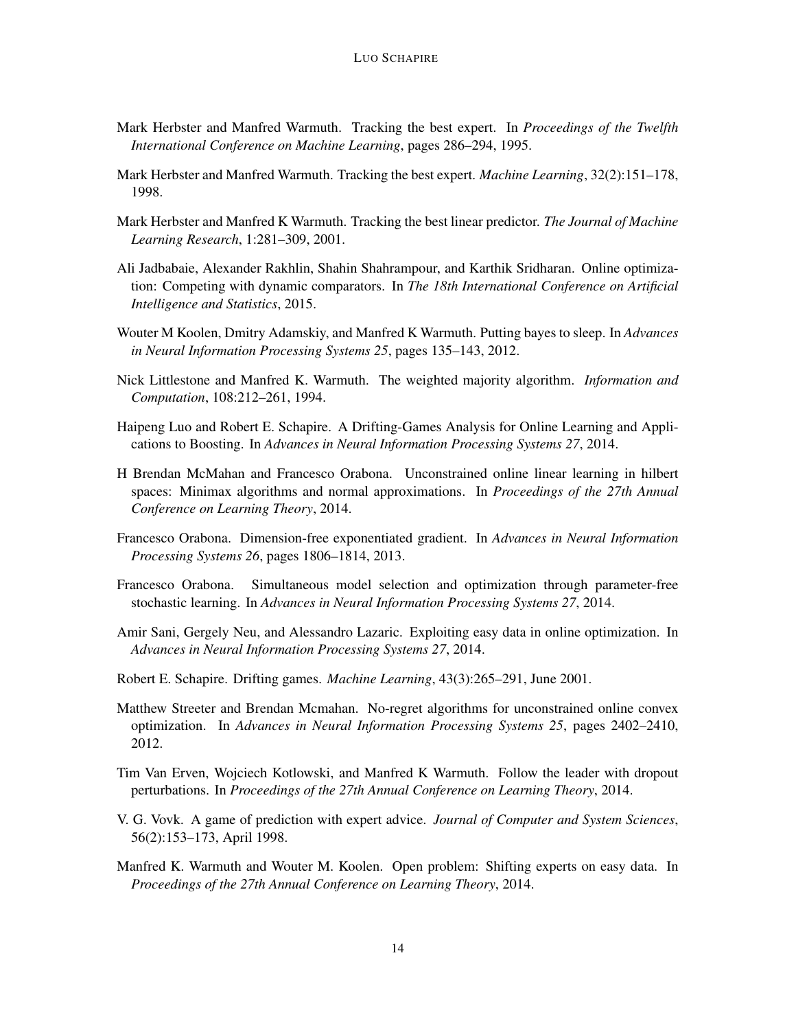Mark Herbster and Manfred Warmuth. Tracking the best expert. In *Proceedings of the Twelfth International Conference on Machine Learning*, pages 286–294, 1995.

Mark Herbster and Manfred Warmuth. Tracking the best expert. *Machine Learning*, 32(2):151–178, 1998.

Mark Herbster and Manfred K Warmuth. Tracking the best linear predictor. *The Journal of Machine Learning Research*, 1:281–309, 2001.

Ali Jadbabaie, Alexander Rakhlin, Shahin Shahrampour, and Karthik Sridharan. Online optimization: Competing with dynamic comparators. In *The 18th International Conference on Artificial Intelligence and Statistics*, 2015.

Wouter M Koolen, Dmitry Adamskiy, and Manfred K Warmuth. Putting bayes to sleep. In *Advances in Neural Information Processing Systems 25*, pages 135–143, 2012.

Nick Littlestone and Manfred K. Warmuth. The weighted majority algorithm. *Information and Computation*, 108:212–261, 1994.

Haipeng Luo and Robert E. Schapire. A Drifting-Games Analysis for Online Learning and Applications to Boosting. In *Advances in Neural Information Processing Systems 27*, 2014.

H Brendan McMahan and Francesco Orabona. Unconstrained online linear learning in hilbert spaces: Minimax algorithms and normal approximations. In *Proceedings of the 27th Annual Conference on Learning Theory*, 2014.

Francesco Orabona. Dimension-free exponentiated gradient. In *Advances in Neural Information Processing Systems 26*, pages 1806–1814, 2013.

Francesco Orabona. Simultaneous model selection and optimization through parameter-free stochastic learning. In *Advances in Neural Information Processing Systems 27*, 2014.

Amir Sani, Gergely Neu, and Alessandro Lazaric. Exploiting easy data in online optimization. In *Advances in Neural Information Processing Systems 27*, 2014.

Robert E. Schapire. Drifting games. *Machine Learning*, 43(3):265–291, June 2001.

Matthew Streeter and Brendan Mcmahan. No-regret algorithms for unconstrained online convex optimization. In *Advances in Neural Information Processing Systems 25*, pages 2402–2410, 2012.

Tim Van Erven, Wojciech Kotlowski, and Manfred K Warmuth. Follow the leader with dropout perturbations. In *Proceedings of the 27th Annual Conference on Learning Theory*, 2014.

V. G. Vovk. A game of prediction with expert advice. *Journal of Computer and System Sciences*, 56(2):153–173, April 1998.

Manfred K. Warmuth and Wouter M. Koolen. Open problem: Shifting experts on easy data. In *Proceedings of the 27th Annual Conference on Learning Theory*, 2014.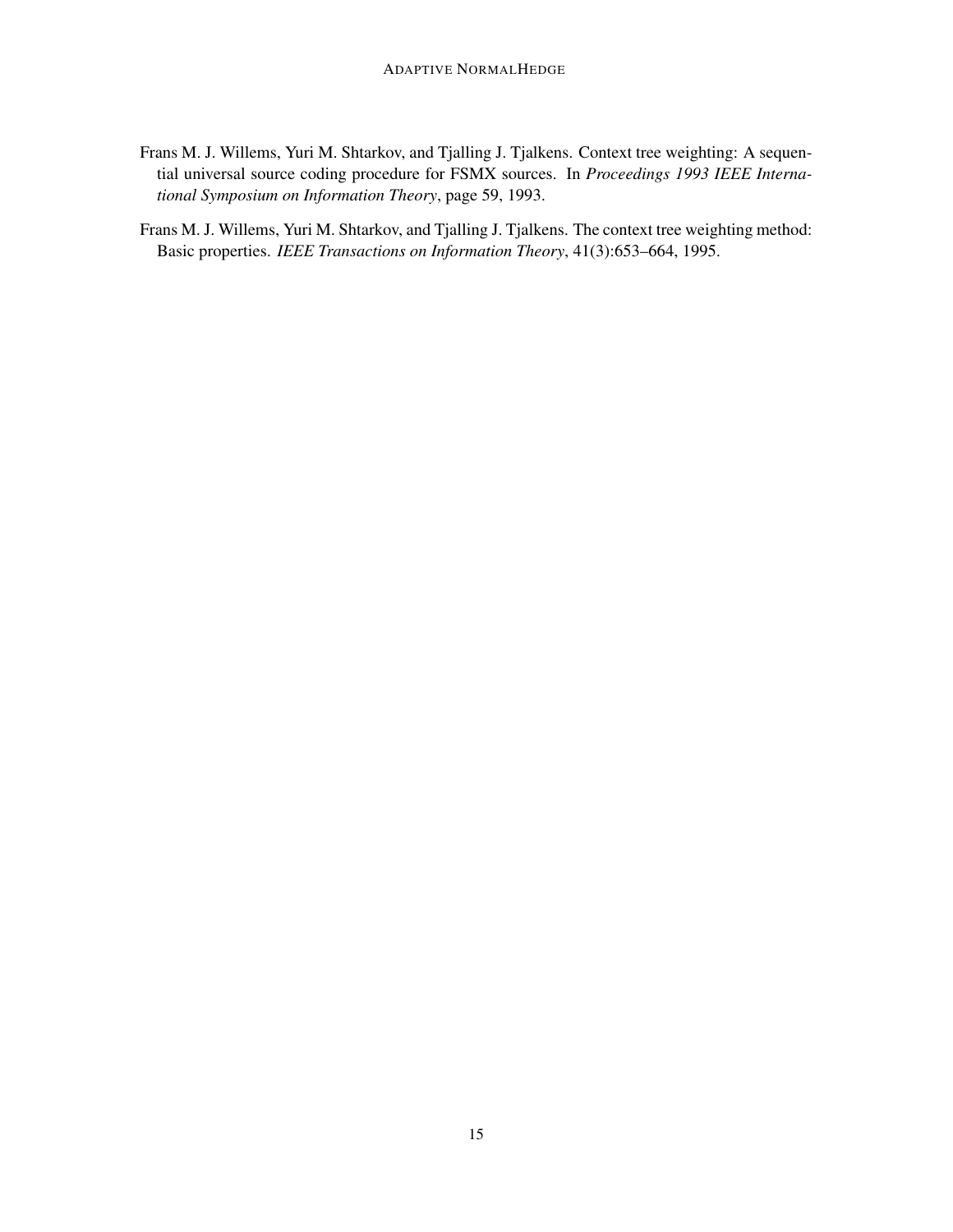Frans M. J. Willems, Yuri M. Shtarkov, and Tjalling J. Tjalkens. Context tree weighting: A sequential universal source coding procedure for FSMX sources. In *Proceedings 1993 IEEE International Symposium on Information Theory*, page 59, 1993.

Frans M. J. Willems, Yuri M. Shtarkov, and Tjalling J. Tjalkens. The context tree weighting method: Basic properties. *IEEE Transactions on Information Theory*, 41(3):653–664, 1995.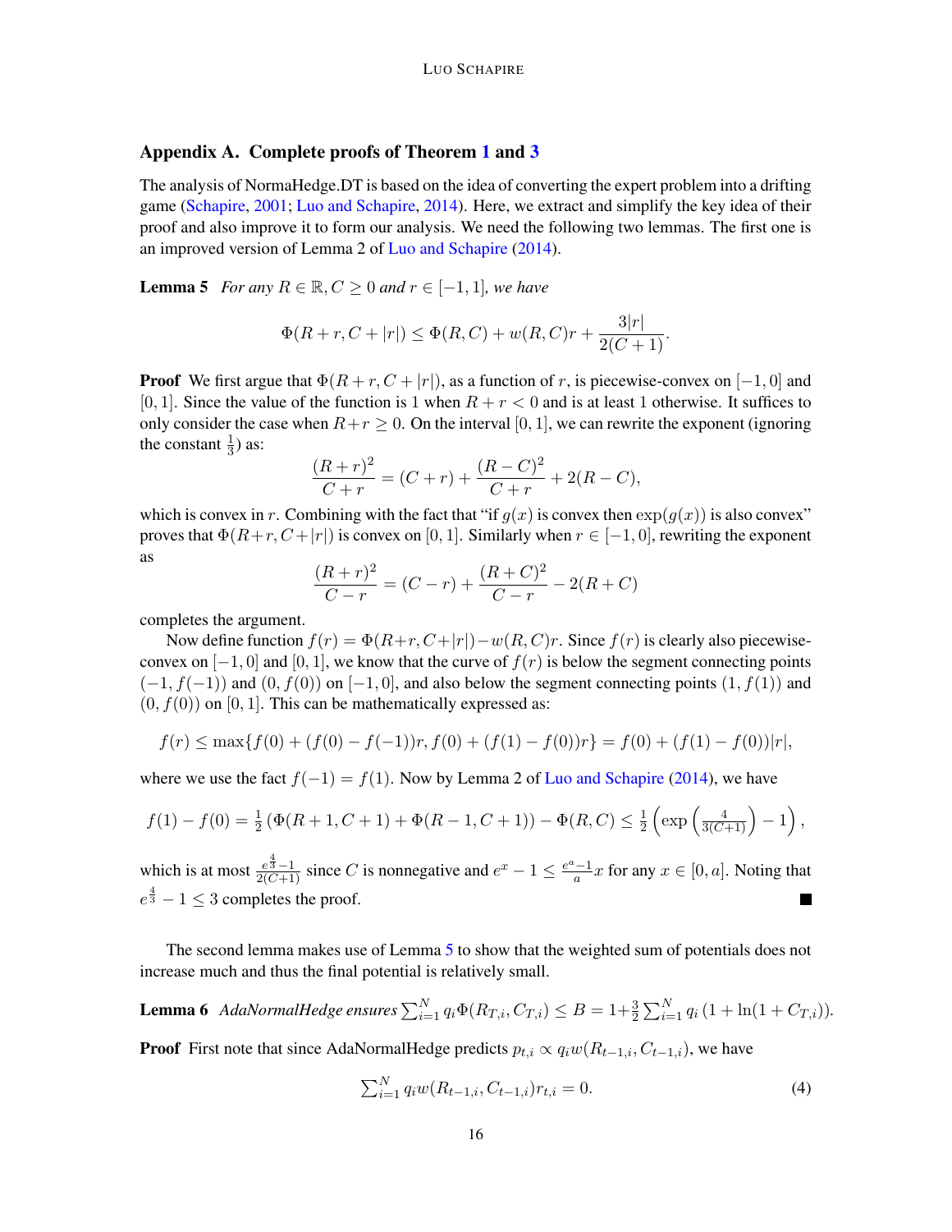## Appendix A. Complete proofs of Theorem 1 and 3

The analysis of NormaHedge.DT is based on the idea of converting the expert problem into a drifting game (Schapire, 2001; Luo and Schapire, 2014). Here, we extract and simplify the key idea of their proof and also improve it to form our analysis. We need the following two lemmas. The first one is an improved version of Lemma 2 of Luo and Schapire (2014).

**Lemma 5** *For any $R \in \mathbb{R}, C \geq 0$ and $r \in [-1, 1]$, we have*

$$\Phi(R + r, C + |r|) \leq \Phi(R, C) + w(R, C)r + \frac{3|r|}{2(C+1)}.$$

**Proof** We first argue that $\Phi(R + r, C + |r|)$, as a function of $r$, is piecewise-convex on $[-1, 0]$ and $[0, 1]$. Since the value of the function is 1 when $R + r < 0$ and is at least 1 otherwise. It suffices to only consider the case when $R + r \geq 0$. On the interval $[0, 1]$, we can rewrite the exponent (ignoring the constant $\frac{1}{3}$) as:

$$\frac{(R+r)^2}{C+r} = (C+r) + \frac{(R-C)^2}{C+r} + 2(R-C),$$

which is convex in $r$. Combining with the fact that "if $g(x)$ is convex then $\exp(g(x))$ is also convex" proves that $\Phi(R+r, C+|r|)$ is convex on $[0, 1]$. Similarly when $r \in [-1, 0]$, rewriting the exponent as

$$\frac{(R+r)^2}{C-r} = (C-r) + \frac{(R+C)^2}{C-r} - 2(R+C)$$

completes the argument.

Now define function $f(r) = \Phi(R+r, C+|r|) - w(R, C)r$. Since $f(r)$ is clearly also piecewise-convex on $[-1, 0]$ and $[0, 1]$, we know that the curve of $f(r)$ is below the segment connecting points $(-1, f(-1))$ and $(0, f(0))$ on $[-1, 0]$, and also below the segment connecting points $(1, f(1))$ and $(0, f(0))$ on $[0, 1]$. This can be mathematically expressed as:

$$f(r) \leq \max\{f(0) + (f(0) - f(-1))r, f(0) + (f(1) - f(0))r\} = f(0) + (f(1) - f(0))|r|,$$

where we use the fact $f(-1) = f(1)$. Now by Lemma 2 of Luo and Schapire (2014), we have

$$f(1) - f(0) = \tfrac{1}{2}\left(\Phi(R+1, C+1) + \Phi(R-1, C+1)\right) - \Phi(R, C) \leq \tfrac{1}{2}\left(\exp\left(\tfrac{4}{3(C+1)}\right) - 1\right),$$

which is at most $\frac{e^{\frac{4}{3}}-1}{2(C+1)}$ since $C$ is nonnegative and $e^x - 1 \leq \frac{e^a - 1}{a}x$ for any $x \in [0, a]$. Noting that $e^{\frac{4}{3}} - 1 \leq 3$ completes the proof. ∎

The second lemma makes use of Lemma 5 to show that the weighted sum of potentials does not increase much and thus the final potential is relatively small.

**Lemma 6** *AdaNormalHedge ensures $\sum_{i=1}^{N} q_i \Phi(R_{T,i}, C_{T,i}) \leq B = 1 + \frac{3}{2}\sum_{i=1}^{N} q_i \left(1 + \ln(1 + C_{T,i})\right)$.*

**Proof** First note that since AdaNormalHedge predicts $p_{t,i} \propto q_i w(R_{t-1,i}, C_{t-1,i})$, we have

$$\textstyle\sum_{i=1}^{N} q_i w(R_{t-1,i}, C_{t-1,i}) r_{t,i} = 0. \tag{4}$$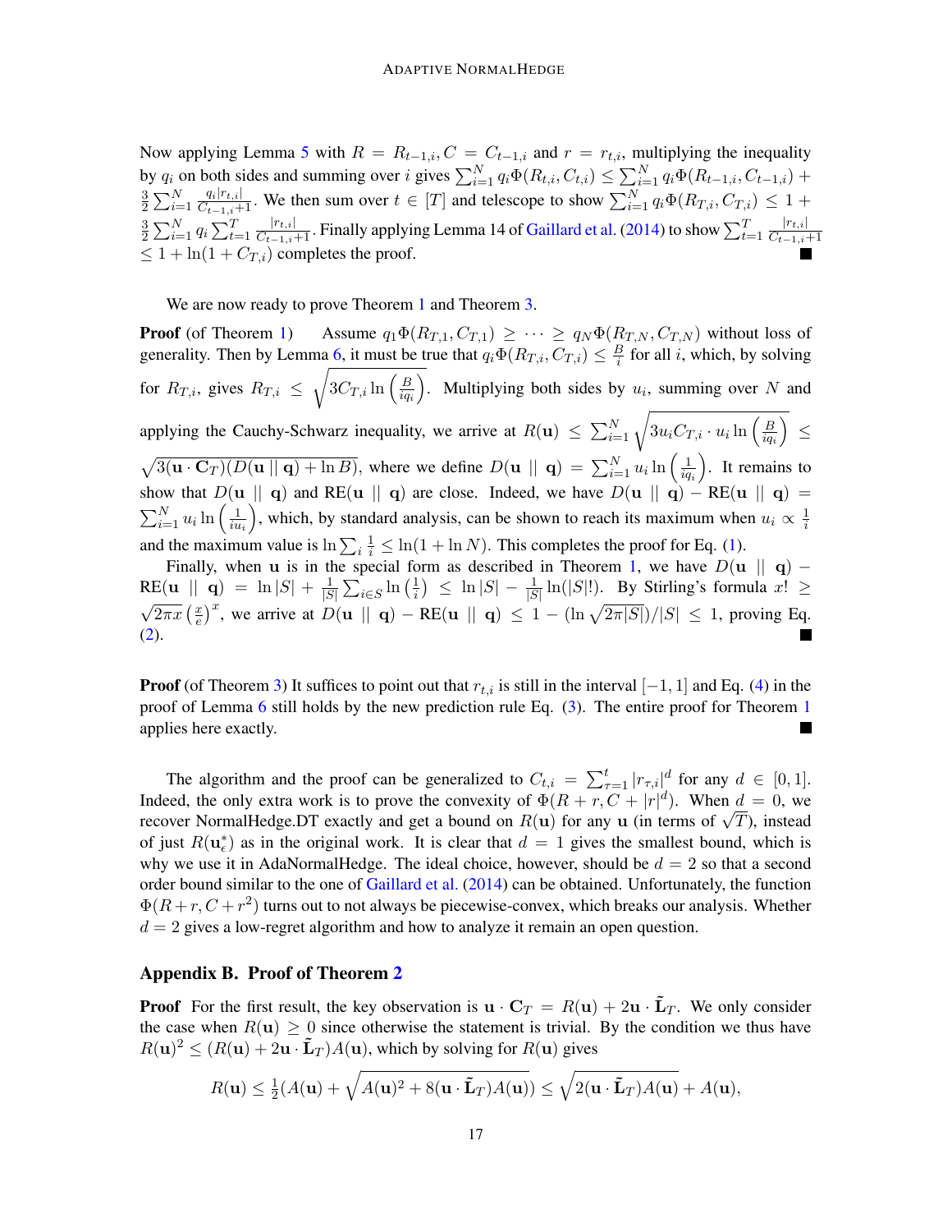Now applying Lemma 5 with $R = R_{t-1,i}, C = C_{t-1,i}$ and $r = r_{t,i}$, multiplying the inequality by $q_i$ on both sides and summing over $i$ gives $\sum_{i=1}^N q_i \Phi(R_{t,i}, C_{t,i}) \leq \sum_{i=1}^N q_i \Phi(R_{t-1,i}, C_{t-1,i}) + \frac{3}{2}\sum_{i=1}^N \frac{q_i |r_{t,i}|}{C_{t-1,i}+1}$. We then sum over $t \in [T]$ and telescope to show $\sum_{i=1}^N q_i \Phi(R_{T,i}, C_{T,i}) \leq 1 + \frac{3}{2}\sum_{i=1}^N q_i \sum_{t=1}^T \frac{|r_{t,i}|}{C_{t-1,i}+1}$. Finally applying Lemma 14 of Gaillard et al. (2014) to show $\sum_{t=1}^T \frac{|r_{t,i}|}{C_{t-1,i}+1} \leq 1 + \ln(1 + C_{T,i})$ completes the proof. ■

We are now ready to prove Theorem 1 and Theorem 3.

**Proof** (of Theorem 1) Assume $q_1 \Phi(R_{T,1}, C_{T,1}) \geq \cdots \geq q_N \Phi(R_{T,N}, C_{T,N})$ without loss of generality. Then by Lemma 6, it must be true that $q_i \Phi(R_{T,i}, C_{T,i}) \leq \frac{B}{i}$ for all $i$, which, by solving for $R_{T,i}$, gives $R_{T,i} \leq \sqrt{3C_{T,i} \ln\left(\frac{B}{iq_i}\right)}$. Multiplying both sides by $u_i$, summing over $N$ and applying the Cauchy-Schwarz inequality, we arrive at $R(\mathbf{u}) \leq \sum_{i=1}^N \sqrt{3u_i C_{T,i} \cdot u_i \ln\left(\frac{B}{iq_i}\right)} \leq \sqrt{3(\mathbf{u}\cdot\mathbf{C}_T)(D(\mathbf{u} \,||\, \mathbf{q}) + \ln B)}$, where we define $D(\mathbf{u} \,||\, \mathbf{q}) = \sum_{i=1}^N u_i \ln\left(\frac{1}{iq_i}\right)$. It remains to show that $D(\mathbf{u} \,||\, \mathbf{q})$ and $\mathrm{RE}(\mathbf{u} \,||\, \mathbf{q})$ are close. Indeed, we have $D(\mathbf{u} \,||\, \mathbf{q}) - \mathrm{RE}(\mathbf{u} \,||\, \mathbf{q}) = \sum_{i=1}^N u_i \ln\left(\frac{1}{iu_i}\right)$, which, by standard analysis, can be shown to reach its maximum when $u_i \propto \frac{1}{i}$ and the maximum value is $\ln \sum_i \frac{1}{i} \leq \ln(1 + \ln N)$. This completes the proof for Eq. (1).

Finally, when $\mathbf{u}$ is in the special form as described in Theorem 1, we have $D(\mathbf{u} \,||\, \mathbf{q}) - \mathrm{RE}(\mathbf{u} \,||\, \mathbf{q}) = \ln|S| + \frac{1}{|S|}\sum_{i\in S} \ln\left(\frac{1}{i}\right) \leq \ln|S| - \frac{1}{|S|}\ln(|S|!)$. By Stirling's formula $x! \geq \sqrt{2\pi x}\left(\frac{x}{e}\right)^x$, we arrive at $D(\mathbf{u} \,||\, \mathbf{q}) - \mathrm{RE}(\mathbf{u} \,||\, \mathbf{q}) \leq 1 - (\ln\sqrt{2\pi|S|})/|S| \leq 1$, proving Eq. (2). ■

**Proof** (of Theorem 3) It suffices to point out that $r_{t,i}$ is still in the interval $[-1, 1]$ and Eq. (4) in the proof of Lemma 6 still holds by the new prediction rule Eq. (3). The entire proof for Theorem 1 applies here exactly. ■

The algorithm and the proof can be generalized to $C_{t,i} = \sum_{\tau=1}^t |r_{\tau,i}|^d$ for any $d \in [0, 1]$. Indeed, the only extra work is to prove the convexity of $\Phi(R + r, C + |r|^d)$. When $d = 0$, we recover NormalHedge.DT exactly and get a bound on $R(\mathbf{u})$ for any $\mathbf{u}$ (in terms of $\sqrt{T}$), instead of just $R(\mathbf{u}^*_\epsilon)$ as in the original work. It is clear that $d = 1$ gives the smallest bound, which is why we use it in AdaNormalHedge. The ideal choice, however, should be $d = 2$ so that a second order bound similar to the one of Gaillard et al. (2014) can be obtained. Unfortunately, the function $\Phi(R + r, C + r^2)$ turns out to not always be piecewise-convex, which breaks our analysis. Whether $d = 2$ gives a low-regret algorithm and how to analyze it remain an open question.

## Appendix B. Proof of Theorem 2

**Proof** For the first result, the key observation is $\mathbf{u} \cdot \mathbf{C}_T = R(\mathbf{u}) + 2\mathbf{u} \cdot \tilde{\mathbf{L}}_T$. We only consider the case when $R(\mathbf{u}) \geq 0$ since otherwise the statement is trivial. By the condition we thus have $R(\mathbf{u})^2 \leq (R(\mathbf{u}) + 2\mathbf{u} \cdot \tilde{\mathbf{L}}_T)A(\mathbf{u})$, which by solving for $R(\mathbf{u})$ gives

$$R(\mathbf{u}) \leq \tfrac{1}{2}(A(\mathbf{u}) + \sqrt{A(\mathbf{u})^2 + 8(\mathbf{u} \cdot \tilde{\mathbf{L}}_T)A(\mathbf{u})}) \leq \sqrt{2(\mathbf{u} \cdot \tilde{\mathbf{L}}_T)A(\mathbf{u})} + A(\mathbf{u}),$$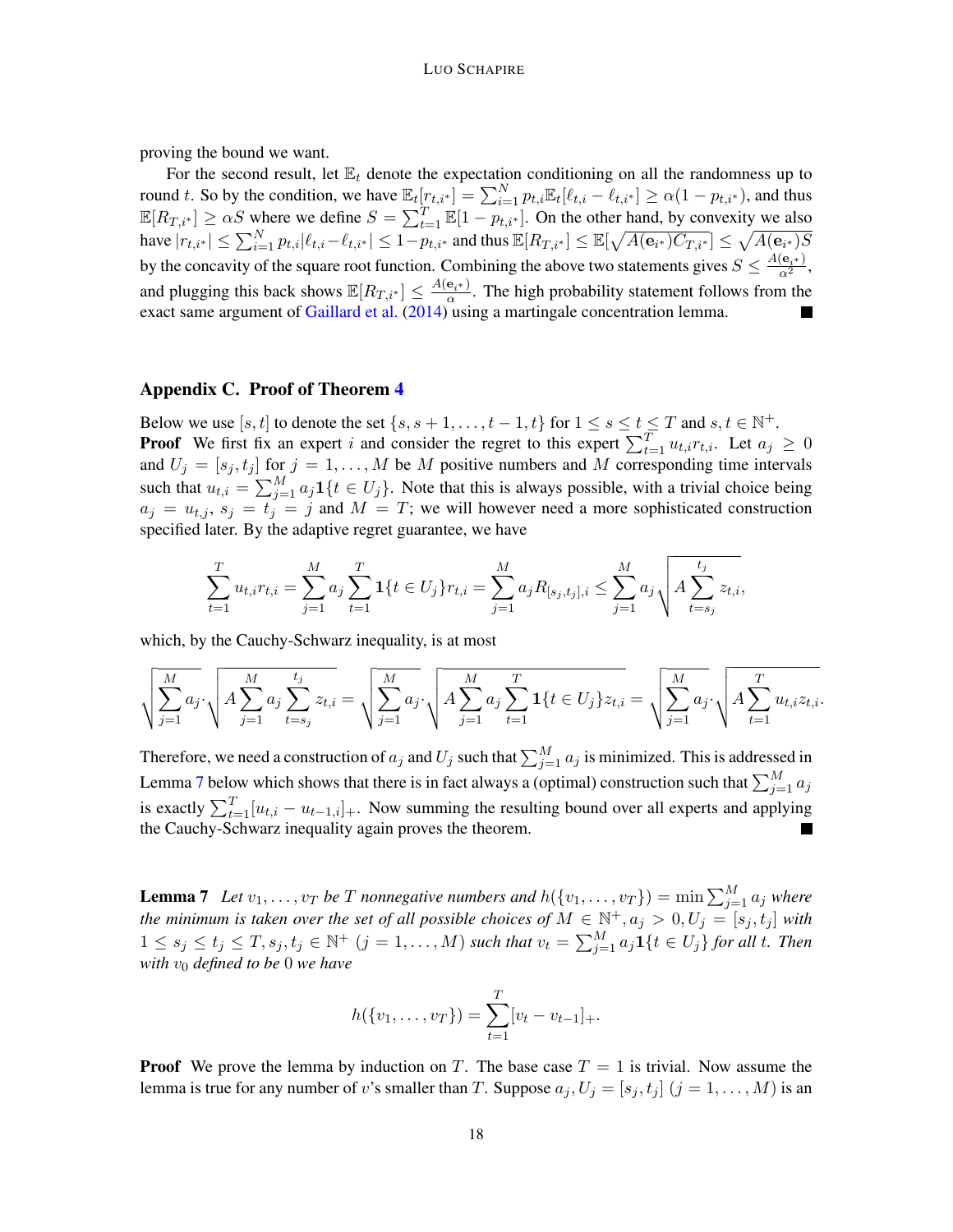proving the bound we want.

For the second result, let $\mathbb{E}_t$ denote the expectation conditioning on all the randomness up to round $t$. So by the condition, we have $\mathbb{E}_t[r_{t,i^*}] = \sum_{i=1}^N p_{t,i}\mathbb{E}_t[\ell_{t,i} - \ell_{t,i^*}] \geq \alpha(1 - p_{t,i^*})$, and thus $\mathbb{E}[R_{T,i^*}] \geq \alpha S$ where we define $S = \sum_{t=1}^T \mathbb{E}[1 - p_{t,i^*}]$. On the other hand, by convexity we also have $|r_{t,i^*}| \leq \sum_{i=1}^N p_{t,i}|\ell_{t,i} - \ell_{t,i^*}| \leq 1 - p_{t,i^*}$ and thus $\mathbb{E}[R_{T,i^*}] \leq \mathbb{E}[\sqrt{A(\mathbf{e}_{i^*})C_{T,i^*}}] \leq \sqrt{A(\mathbf{e}_{i^*})S}$ by the concavity of the square root function. Combining the above two statements gives $S \leq \frac{A(\mathbf{e}_{i^*})}{\alpha^2}$, and plugging this back shows $\mathbb{E}[R_{T,i^*}] \leq \frac{A(\mathbf{e}_{i^*})}{\alpha}$. The high probability statement follows from the exact same argument of Gaillard et al. (2014) using a martingale concentration lemma. ■

## Appendix C. Proof of Theorem 4

Below we use $[s,t]$ to denote the set $\{s, s+1, \ldots, t-1, t\}$ for $1 \leq s \leq t \leq T$ and $s, t \in \mathbb{N}^+$.

**Proof** We first fix an expert $i$ and consider the regret to this expert $\sum_{t=1}^T u_{t,i} r_{t,i}$. Let $a_j \geq 0$ and $U_j = [s_j, t_j]$ for $j = 1, \ldots, M$ be $M$ positive numbers and $M$ corresponding time intervals such that $u_{t,i} = \sum_{j=1}^M a_j \mathbf{1}\{t \in U_j\}$. Note that this is always possible, with a trivial choice being $a_j = u_{t,j}$, $s_j = t_j = j$ and $M = T$; we will however need a more sophisticated construction specified later. By the adaptive regret guarantee, we have

$$\sum_{t=1}^T u_{t,i} r_{t,i} = \sum_{j=1}^M a_j \sum_{t=1}^T \mathbf{1}\{t \in U_j\} r_{t,i} = \sum_{j=1}^M a_j R_{[s_j,t_j],i} \leq \sum_{j=1}^M a_j \sqrt{A \sum_{t=s_j}^{t_j} z_{t,i}},$$

which, by the Cauchy-Schwarz inequality, is at most

$$\sqrt{\sum_{j=1}^M a_j} \cdot \sqrt{A \sum_{j=1}^M a_j \sum_{t=s_j}^{t_j} z_{t,i}} = \sqrt{\sum_{j=1}^M a_j} \cdot \sqrt{A \sum_{j=1}^M a_j \sum_{t=1}^T \mathbf{1}\{t \in U_j\} z_{t,i}} = \sqrt{\sum_{j=1}^M a_j} \cdot \sqrt{A \sum_{t=1}^T u_{t,i} z_{t,i}}.$$

Therefore, we need a construction of $a_j$ and $U_j$ such that $\sum_{j=1}^M a_j$ is minimized. This is addressed in Lemma 7 below which shows that there is in fact always a (optimal) construction such that $\sum_{j=1}^M a_j$ is exactly $\sum_{t=1}^T [u_{t,i} - u_{t-1,i}]_+$. Now summing the resulting bound over all experts and applying the Cauchy-Schwarz inequality again proves the theorem. ■

**Lemma 7** *Let $v_1, \ldots, v_T$ be $T$ nonnegative numbers and $h(\{v_1, \ldots, v_T\}) = \min \sum_{j=1}^M a_j$ where the minimum is taken over the set of all possible choices of $M \in \mathbb{N}^+, a_j > 0, U_j = [s_j, t_j]$ with $1 \leq s_j \leq t_j \leq T, s_j, t_j \in \mathbb{N}^+$ $(j = 1, \ldots, M)$ such that $v_t = \sum_{j=1}^M a_j \mathbf{1}\{t \in U_j\}$ for all $t$. Then with $v_0$ defined to be $0$ we have*

$$h(\{v_1, \ldots, v_T\}) = \sum_{t=1}^T [v_t - v_{t-1}]_+.$$

**Proof** We prove the lemma by induction on $T$. The base case $T = 1$ is trivial. Now assume the lemma is true for any number of $v$'s smaller than $T$. Suppose $a_j, U_j = [s_j, t_j]$ $(j = 1, \ldots, M)$ is an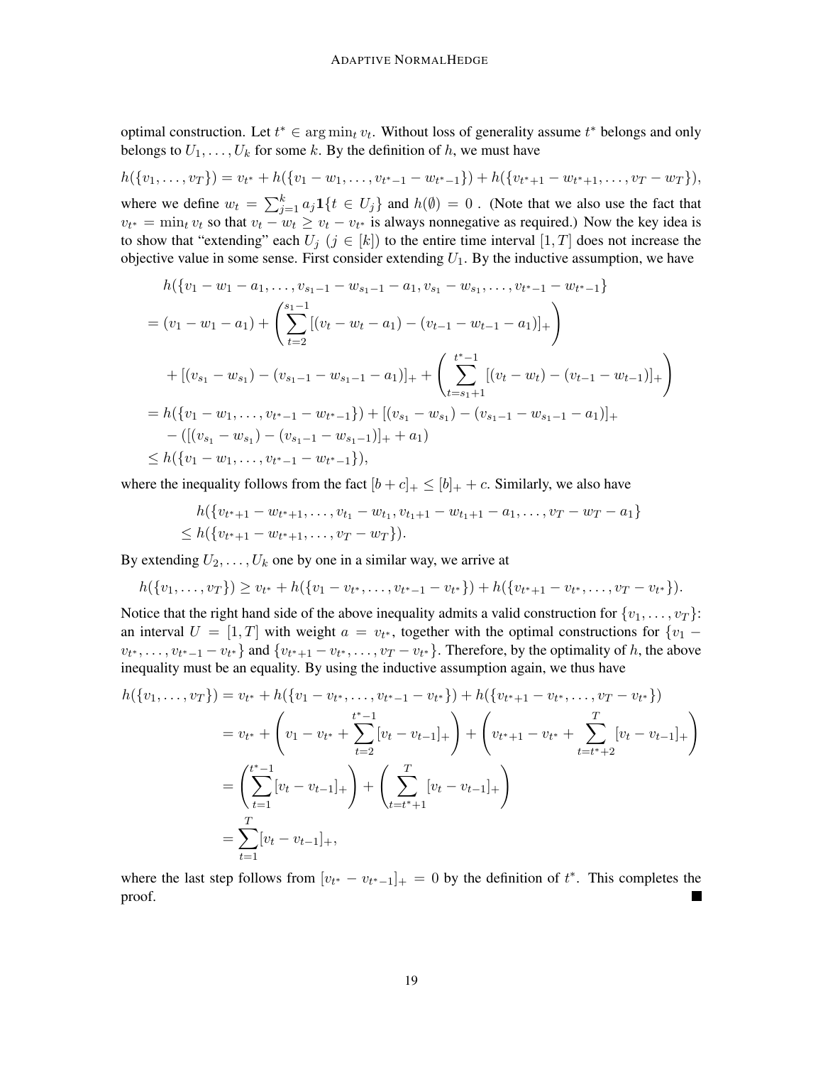optimal construction. Let $t^* \in \arg\min_t v_t$. Without loss of generality assume $t^*$ belongs and only belongs to $U_1, \ldots, U_k$ for some $k$. By the definition of $h$, we must have

$$h(\{v_1, \ldots, v_T\}) = v_{t^*} + h(\{v_1 - w_1, \ldots, v_{t^*-1} - w_{t^*-1}\}) + h(\{v_{t^*+1} - w_{t^*+1}, \ldots, v_T - w_T\}),$$

where we define $w_t = \sum_{j=1}^k a_j \mathbf{1}\{t \in U_j\}$ and $h(\emptyset) = 0$ . (Note that we also use the fact that $v_{t^*} = \min_t v_t$ so that $v_t - w_t \geq v_t - v_{t^*}$ is always nonnegative as required.) Now the key idea is to show that "extending" each $U_j$ ($j \in [k]$) to the entire time interval $[1, T]$ does not increase the objective value in some sense. First consider extending $U_1$. By the inductive assumption, we have

$$
\begin{aligned}
& h(\{v_1 - w_1 - a_1, \ldots, v_{s_1-1} - w_{s_1-1} - a_1, v_{s_1} - w_{s_1}, \ldots, v_{t^*-1} - w_{t^*-1}\} \\
&= (v_1 - w_1 - a_1) + \left( \sum_{t=2}^{s_1-1} [(v_t - w_t - a_1) - (v_{t-1} - w_{t-1} - a_1)]_+ \right) \\
&\quad + [(v_{s_1} - w_{s_1}) - (v_{s_1-1} - w_{s_1-1} - a_1)]_+ + \left( \sum_{t=s_1+1}^{t^*-1} [(v_t - w_t) - (v_{t-1} - w_{t-1})]_+ \right) \\
&= h(\{v_1 - w_1, \ldots, v_{t^*-1} - w_{t^*-1}\}) + [(v_{s_1} - w_{s_1}) - (v_{s_1-1} - w_{s_1-1} - a_1)]_+ \\
&\quad - ([(v_{s_1} - w_{s_1}) - (v_{s_1-1} - w_{s_1-1})]_+ + a_1) \\
&\leq h(\{v_1 - w_1, \ldots, v_{t^*-1} - w_{t^*-1}\}),
\end{aligned}
$$

where the inequality follows from the fact $[b + c]_+ \leq [b]_+ + c$. Similarly, we also have

$$
\begin{aligned}
& h(\{v_{t^*+1} - w_{t^*+1}, \ldots, v_{t_1} - w_{t_1}, v_{t_1+1} - w_{t_1+1} - a_1, \ldots, v_T - w_T - a_1\} \\
&\leq h(\{v_{t^*+1} - w_{t^*+1}, \ldots, v_T - w_T\}).
\end{aligned}
$$

By extending $U_2, \ldots, U_k$ one by one in a similar way, we arrive at

$$h(\{v_1, \ldots, v_T\}) \geq v_{t^*} + h(\{v_1 - v_{t^*}, \ldots, v_{t^*-1} - v_{t^*}\}) + h(\{v_{t^*+1} - v_{t^*}, \ldots, v_T - v_{t^*}\}).$$

Notice that the right hand side of the above inequality admits a valid construction for $\{v_1, \ldots, v_T\}$: an interval $U = [1, T]$ with weight $a = v_{t^*}$, together with the optimal constructions for $\{v_1 - v_{t^*}, \ldots, v_{t^*-1} - v_{t^*}\}$ and $\{v_{t^*+1} - v_{t^*}, \ldots, v_T - v_{t^*}\}$. Therefore, by the optimality of $h$, the above inequality must be an equality. By using the inductive assumption again, we thus have

$$
\begin{aligned}
h(\{v_1, \ldots, v_T\}) &= v_{t^*} + h(\{v_1 - v_{t^*}, \ldots, v_{t^*-1} - v_{t^*}\}) + h(\{v_{t^*+1} - v_{t^*}, \ldots, v_T - v_{t^*}\}) \\
&= v_{t^*} + \left( v_1 - v_{t^*} + \sum_{t=2}^{t^*-1} [v_t - v_{t-1}]_+ \right) + \left( v_{t^*+1} - v_{t^*} + \sum_{t=t^*+2}^{T} [v_t - v_{t-1}]_+ \right) \\
&= \left( \sum_{t=1}^{t^*-1} [v_t - v_{t-1}]_+ \right) + \left( \sum_{t=t^*+1}^{T} [v_t - v_{t-1}]_+ \right) \\
&= \sum_{t=1}^{T} [v_t - v_{t-1}]_+,
\end{aligned}
$$

where the last step follows from $[v_{t^*} - v_{t^*-1}]_+ = 0$ by the definition of $t^*$. This completes the proof. ■